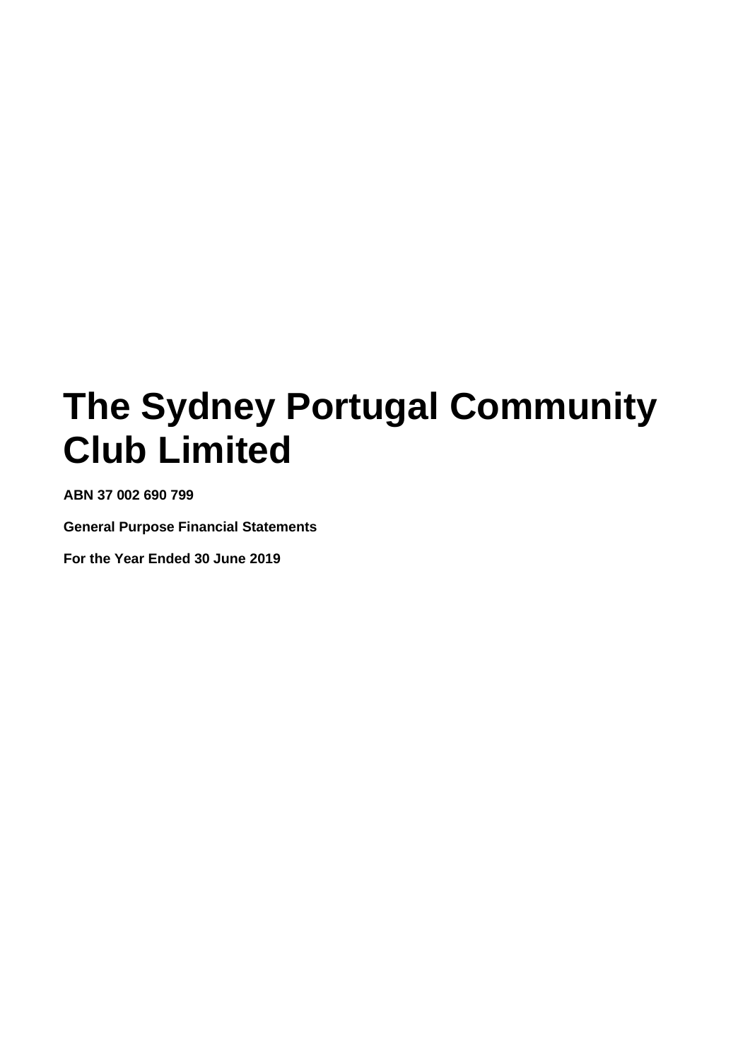# The Sydney Portugal Community Club Limited

**ABN 37 002 690 799**

**General Purpose Financial Statements**

**For the Year Ended 30 June 2019**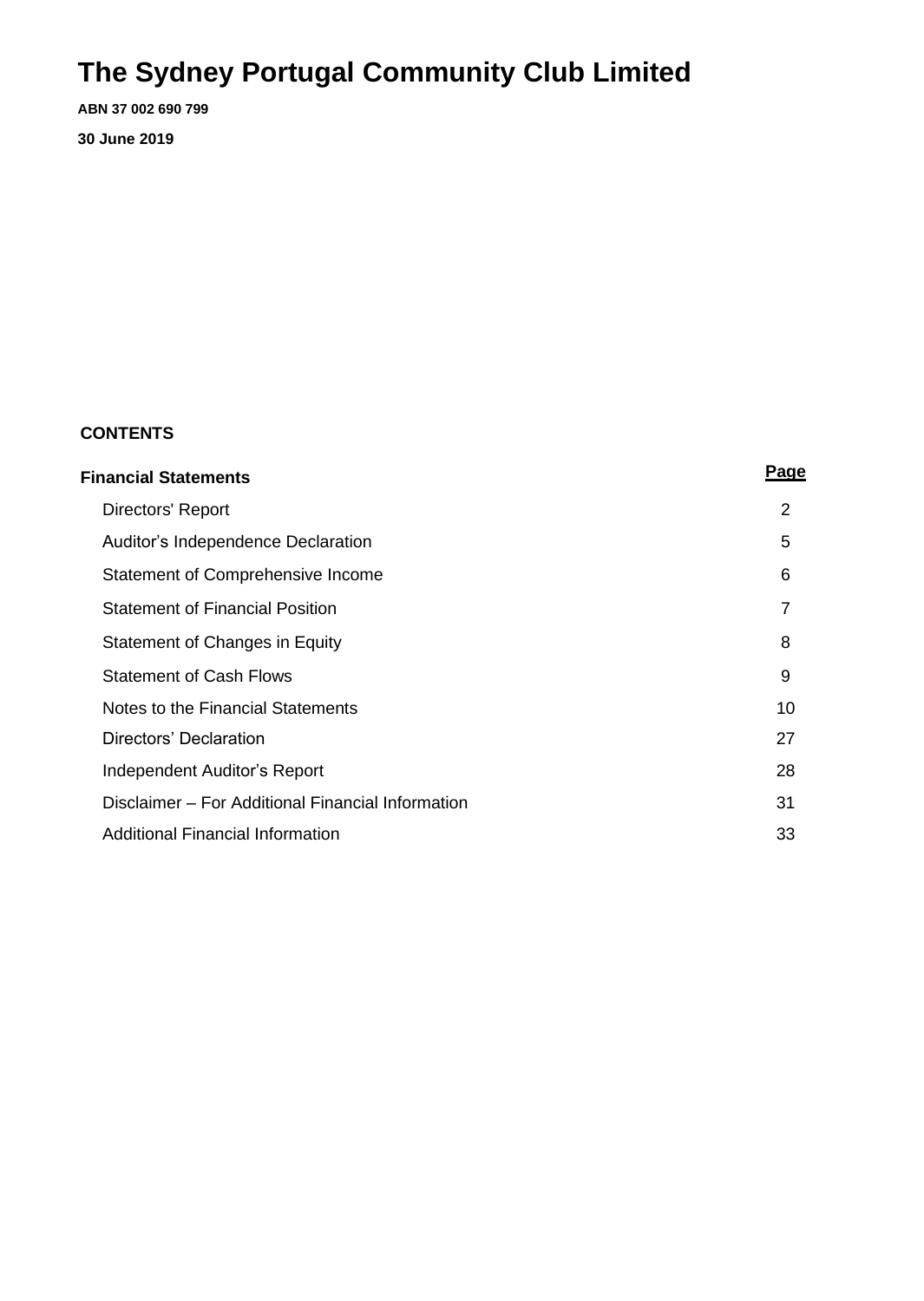# The Sydney Portugal Community Club Limited

**ABN 37 002 690 799**

**30 June 2019**

**CONTENTS**

| **Financial Statements** | **Page** |
| --- | --- |
| Directors' Report | 2 |
| Auditor's Independence Declaration | 5 |
| Statement of Comprehensive Income | 6 |
| Statement of Financial Position | 7 |
| Statement of Changes in Equity | 8 |
| Statement of Cash Flows | 9 |
| Notes to the Financial Statements | 10 |
| Directors' Declaration | 27 |
| Independent Auditor's Report | 28 |
| Disclaimer – For Additional Financial Information | 31 |
| Additional Financial Information | 33 |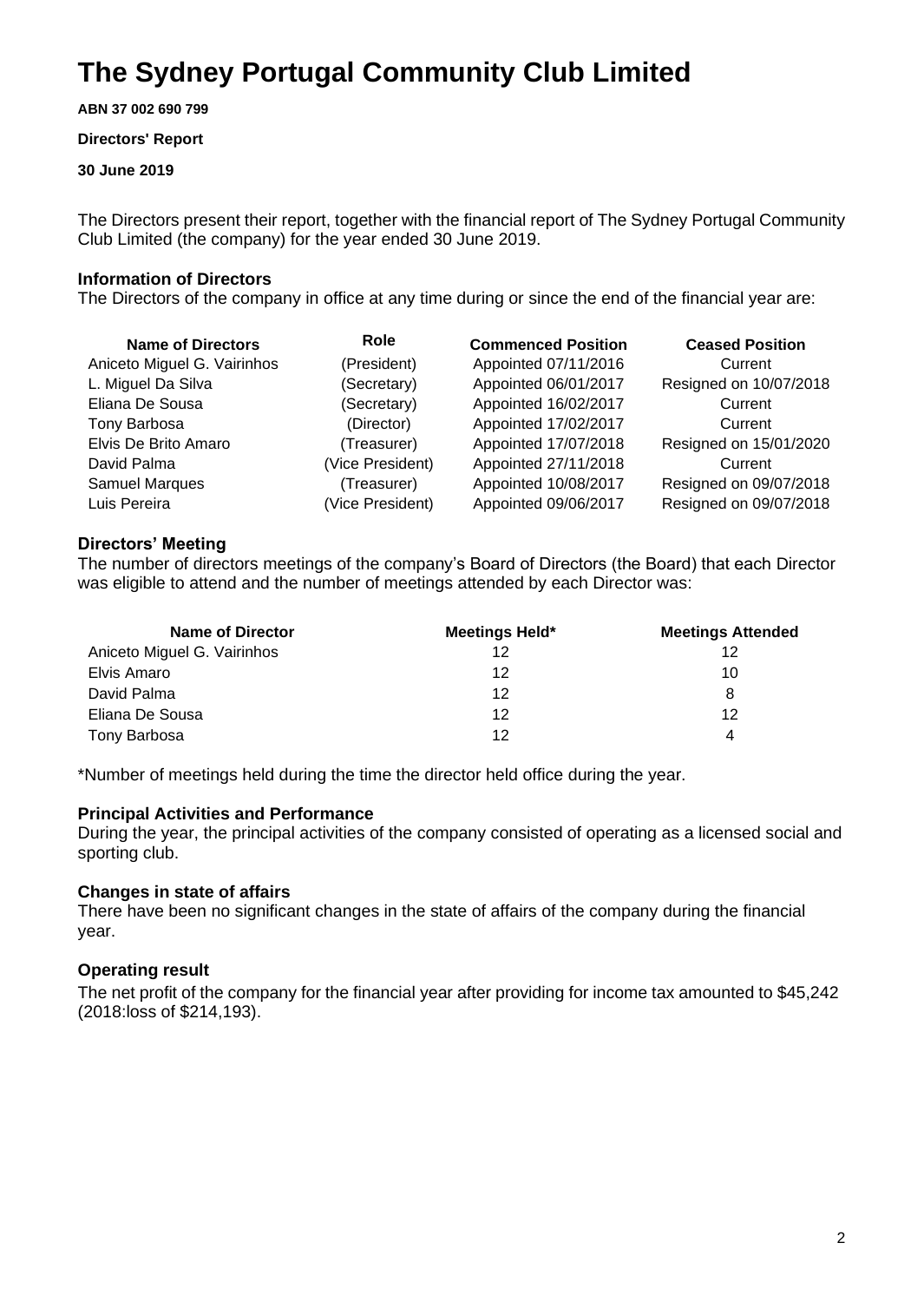# The Sydney Portugal Community Club Limited

**ABN 37 002 690 799**

**Directors' Report**

**30 June 2019**

The Directors present their report, together with the financial report of The Sydney Portugal Community Club Limited (the company) for the year ended 30 June 2019.

### Information of Directors

The Directors of the company in office at any time during or since the end of the financial year are:

| Name of Directors | Role | Commenced Position | Ceased Position |
|---|---|---|---|
| Aniceto Miguel G. Vairinhos | (President) | Appointed 07/11/2016 | Current |
| L. Miguel Da Silva | (Secretary) | Appointed 06/01/2017 | Resigned on 10/07/2018 |
| Eliana De Sousa | (Secretary) | Appointed 16/02/2017 | Current |
| Tony Barbosa | (Director) | Appointed 17/02/2017 | Current |
| Elvis De Brito Amaro | (Treasurer) | Appointed 17/07/2018 | Resigned on 15/01/2020 |
| David Palma | (Vice President) | Appointed 27/11/2018 | Current |
| Samuel Marques | (Treasurer) | Appointed 10/08/2017 | Resigned on 09/07/2018 |
| Luis Pereira | (Vice President) | Appointed 09/06/2017 | Resigned on 09/07/2018 |

### Directors' Meeting

The number of directors meetings of the company's Board of Directors (the Board) that each Director was eligible to attend and the number of meetings attended by each Director was:

| Name of Director | Meetings Held* | Meetings Attended |
|---|---|---|
| Aniceto Miguel G. Vairinhos | 12 | 12 |
| Elvis Amaro | 12 | 10 |
| David Palma | 12 | 8 |
| Eliana De Sousa | 12 | 12 |
| Tony Barbosa | 12 | 4 |

*Number of meetings held during the time the director held office during the year.

### Principal Activities and Performance

During the year, the principal activities of the company consisted of operating as a licensed social and sporting club.

### Changes in state of affairs

There have been no significant changes in the state of affairs of the company during the financial year.

### Operating result

The net profit of the company for the financial year after providing for income tax amounted to $45,242 (2018:loss of $214,193).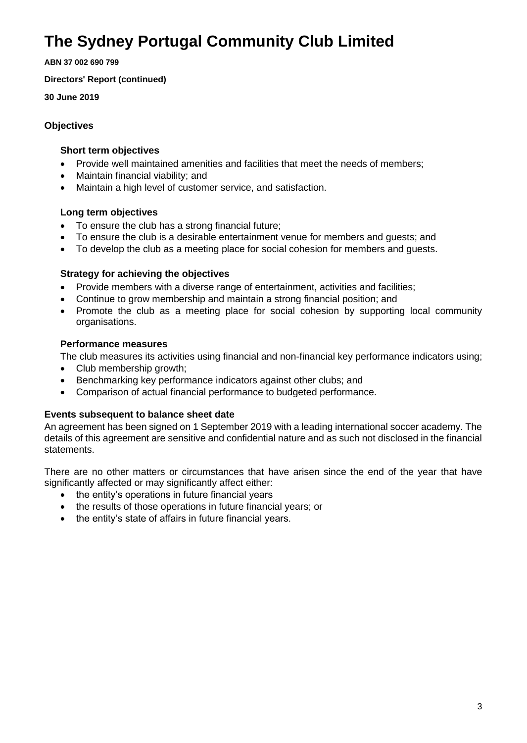# The Sydney Portugal Community Club Limited

**ABN 37 002 690 799**

**Directors' Report (continued)**

**30 June 2019**

## Objectives

### Short term objectives

- Provide well maintained amenities and facilities that meet the needs of members;
- Maintain financial viability; and
- Maintain a high level of customer service, and satisfaction.

### Long term objectives

- To ensure the club has a strong financial future;
- To ensure the club is a desirable entertainment venue for members and guests; and
- To develop the club as a meeting place for social cohesion for members and guests.

### Strategy for achieving the objectives

- Provide members with a diverse range of entertainment, activities and facilities;
- Continue to grow membership and maintain a strong financial position; and
- Promote the club as a meeting place for social cohesion by supporting local community organisations.

### Performance measures

The club measures its activities using financial and non-financial key performance indicators using;

- Club membership growth;
- Benchmarking key performance indicators against other clubs; and
- Comparison of actual financial performance to budgeted performance.

## Events subsequent to balance sheet date

An agreement has been signed on 1 September 2019 with a leading international soccer academy. The details of this agreement are sensitive and confidential nature and as such not disclosed in the financial statements.

There are no other matters or circumstances that have arisen since the end of the year that have significantly affected or may significantly affect either:

- the entity's operations in future financial years
- the results of those operations in future financial years; or
- the entity's state of affairs in future financial years.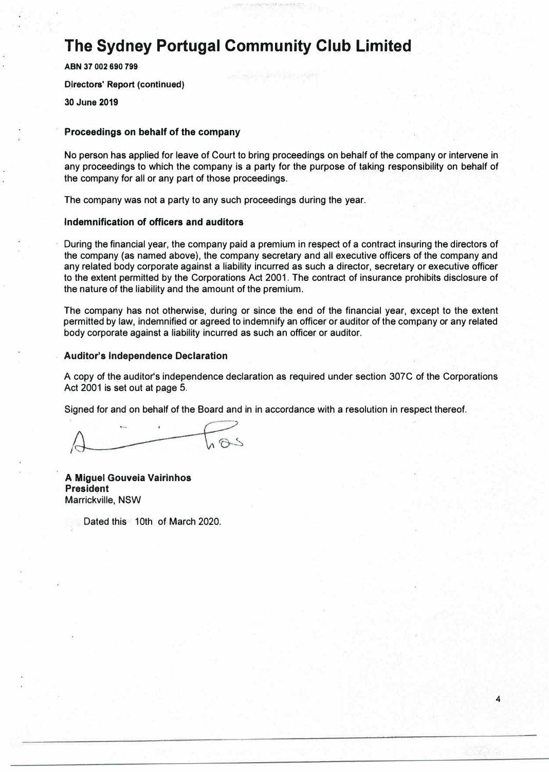# The Sydney Portugal Community Club Limited

**ABN 37 002 690 799**

**Directors' Report (continued)**

**30 June 2019**

### Proceedings on behalf of the company

No person has applied for leave of Court to bring proceedings on behalf of the company or intervene in any proceedings to which the company is a party for the purpose of taking responsibility on behalf of the company for all or any part of those proceedings.

The company was not a party to any such proceedings during the year.

### Indemnification of officers and auditors

During the financial year, the company paid a premium in respect of a contract insuring the directors of the company (as named above), the company secretary and all executive officers of the company and any related body corporate against a liability incurred as such a director, secretary or executive officer to the extent permitted by the Corporations Act 2001. The contract of insurance prohibits disclosure of the nature of the liability and the amount of the premium.

The company has not otherwise, during or since the end of the financial year, except to the extent permitted by law, indemnified or agreed to indemnify an officer or auditor of the company or any related body corporate against a liability incurred as such an officer or auditor.

### Auditor's Independence Declaration

A copy of the auditor's independence declaration as required under section 307C of the Corporations Act 2001 is set out at page 5.

Signed for and on behalf of the Board and in in accordance with a resolution in respect thereof.

**A Miguel Gouveia Vairinhos**
**President**
Marrickville, NSW

Dated this 10th of March 2020.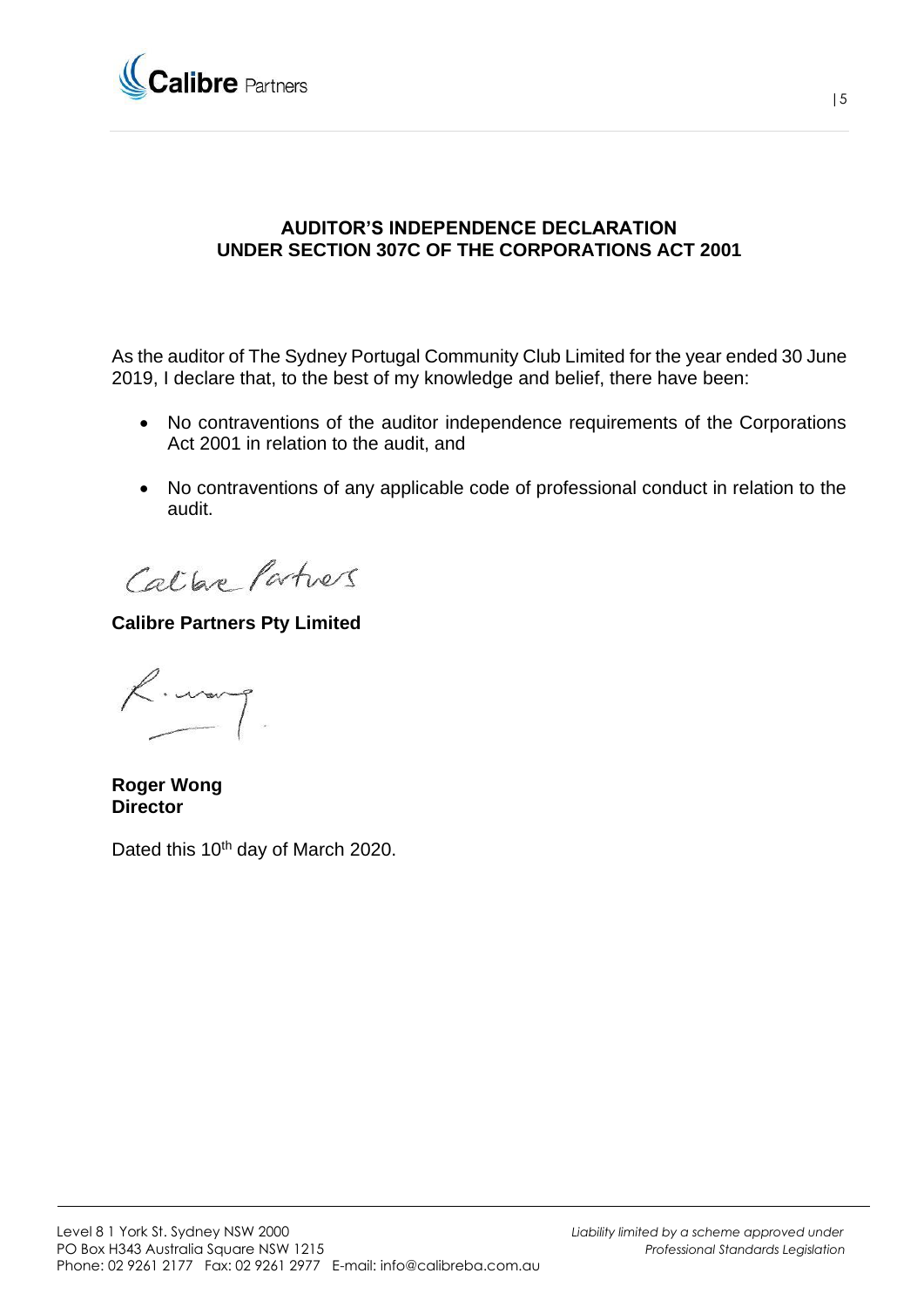## AUDITOR'S INDEPENDENCE DECLARATION UNDER SECTION 307C OF THE CORPORATIONS ACT 2001

As the auditor of The Sydney Portugal Community Club Limited for the year ended 30 June 2019, I declare that, to the best of my knowledge and belief, there have been:

- No contraventions of the auditor independence requirements of the Corporations Act 2001 in relation to the audit, and
- No contraventions of any applicable code of professional conduct in relation to the audit.

**Calibre Partners Pty Limited**

**Roger Wong**
**Director**

Dated this 10th day of March 2020.

Level 8 1 York St. Sydney NSW 2000
PO Box H343 Australia Square NSW 1215
Phone: 02 9261 2177 Fax: 02 9261 2977 E-mail: info@calibreba.com.au

*Liability limited by a scheme approved under Professional Standards Legislation*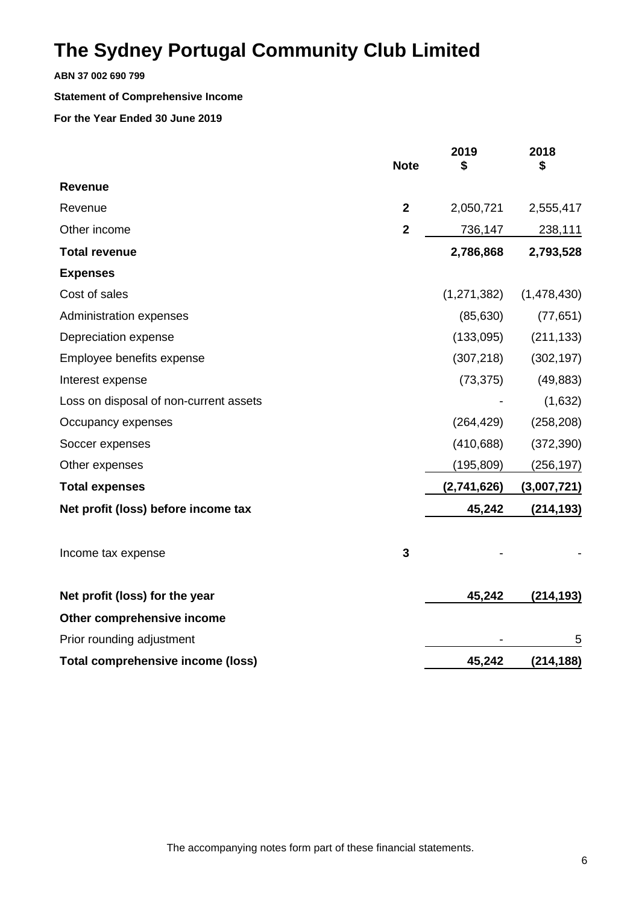# The Sydney Portugal Community Club Limited

**ABN 37 002 690 799**

**Statement of Comprehensive Income**

**For the Year Ended 30 June 2019**

| | Note | 2019 $ | 2018 $ |
|---|---|---|---|
| **Revenue** | | | |
| Revenue | 2 | 2,050,721 | 2,555,417 |
| Other income | 2 | 736,147 | 238,111 |
| **Total revenue** | | **2,786,868** | **2,793,528** |
| **Expenses** | | | |
| Cost of sales | | (1,271,382) | (1,478,430) |
| Administration expenses | | (85,630) | (77,651) |
| Depreciation expense | | (133,095) | (211,133) |
| Employee benefits expense | | (307,218) | (302,197) |
| Interest expense | | (73,375) | (49,883) |
| Loss on disposal of non-current assets | | - | (1,632) |
| Occupancy expenses | | (264,429) | (258,208) |
| Soccer expenses | | (410,688) | (372,390) |
| Other expenses | | (195,809) | (256,197) |
| **Total expenses** | | **(2,741,626)** | **(3,007,721)** |
| **Net profit (loss) before income tax** | | **45,242** | **(214,193)** |
| Income tax expense | 3 | - | - |
| **Net profit (loss) for the year** | | **45,242** | **(214,193)** |
| **Other comprehensive income** | | | |
| Prior rounding adjustment | | - | 5 |
| **Total comprehensive income (loss)** | | **45,242** | **(214,188)** |

The accompanying notes form part of these financial statements.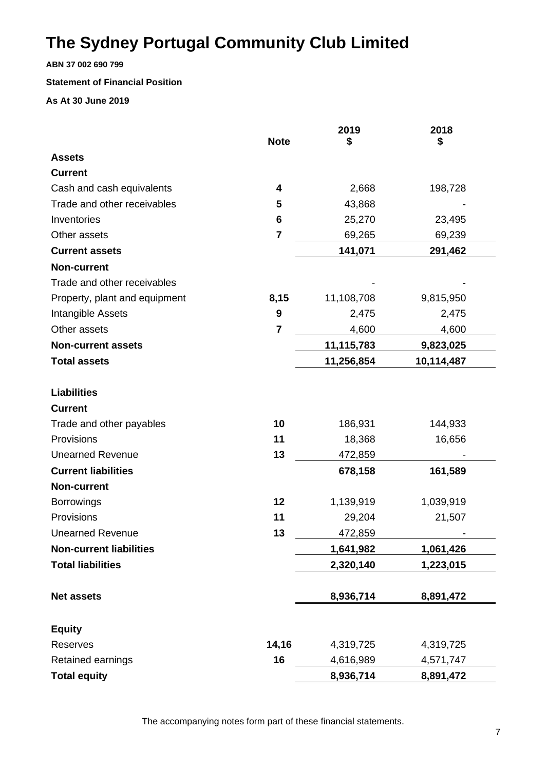# The Sydney Portugal Community Club Limited

**ABN 37 002 690 799**

**Statement of Financial Position**

**As At 30 June 2019**

| | Note | 2019 $ | 2018 $ |
|---|---|---|---|
| **Assets** | | | |
| **Current** | | | |
| Cash and cash equivalents | 4 | 2,668 | 198,728 |
| Trade and other receivables | 5 | 43,868 | - |
| Inventories | 6 | 25,270 | 23,495 |
| Other assets | 7 | 69,265 | 69,239 |
| **Current assets** | | **141,071** | **291,462** |
| **Non-current** | | | |
| Trade and other receivables | | - | - |
| Property, plant and equipment | 8,15 | 11,108,708 | 9,815,950 |
| Intangible Assets | 9 | 2,475 | 2,475 |
| Other assets | 7 | 4,600 | 4,600 |
| **Non-current assets** | | **11,115,783** | **9,823,025** |
| **Total assets** | | **11,256,854** | **10,114,487** |
| **Liabilities** | | | |
| **Current** | | | |
| Trade and other payables | 10 | 186,931 | 144,933 |
| Provisions | 11 | 18,368 | 16,656 |
| Unearned Revenue | 13 | 472,859 | - |
| **Current liabilities** | | **678,158** | **161,589** |
| **Non-current** | | | |
| Borrowings | 12 | 1,139,919 | 1,039,919 |
| Provisions | 11 | 29,204 | 21,507 |
| Unearned Revenue | 13 | 472,859 | - |
| **Non-current liabilities** | | **1,641,982** | **1,061,426** |
| **Total liabilities** | | **2,320,140** | **1,223,015** |
| **Net assets** | | **8,936,714** | **8,891,472** |
| **Equity** | | | |
| Reserves | 14,16 | 4,319,725 | 4,319,725 |
| Retained earnings | 16 | 4,616,989 | 4,571,747 |
| **Total equity** | | **8,936,714** | **8,891,472** |

The accompanying notes form part of these financial statements.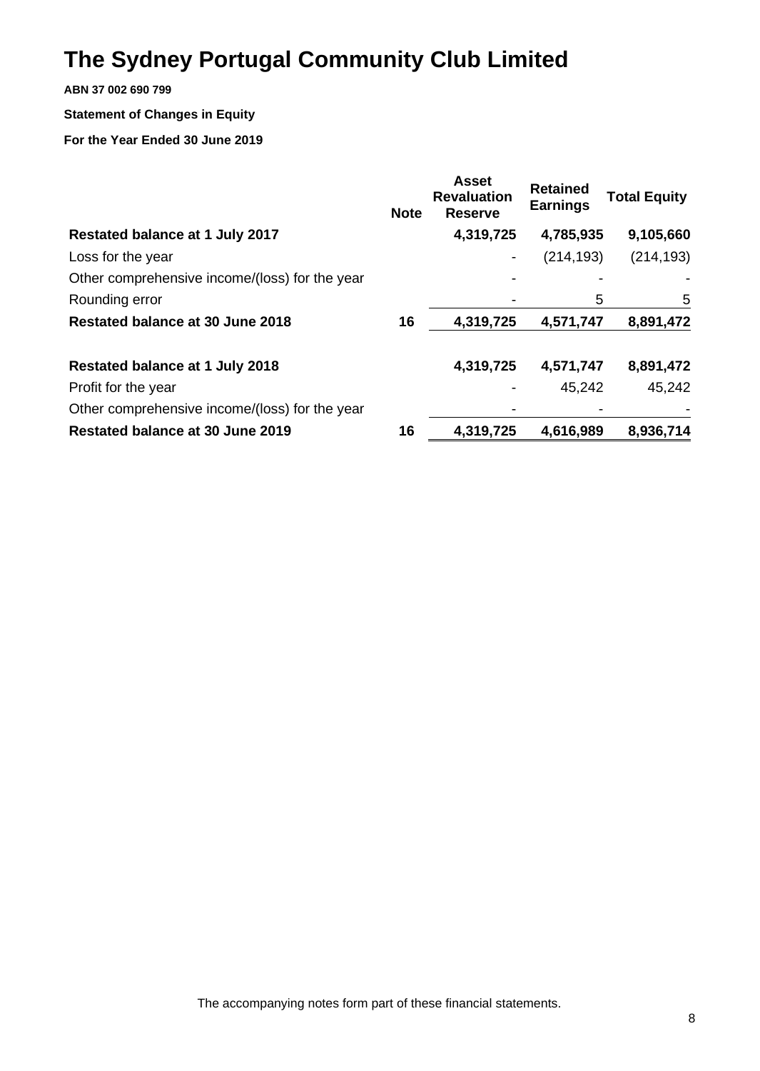# The Sydney Portugal Community Club Limited

**ABN 37 002 690 799**

**Statement of Changes in Equity**

**For the Year Ended 30 June 2019**

| | Note | Asset Revaluation Reserve | Retained Earnings | Total Equity |
|---|---|---|---|---|
| **Restated balance at 1 July 2017** | | **4,319,725** | **4,785,935** | **9,105,660** |
| Loss for the year | | - | (214,193) | (214,193) |
| Other comprehensive income/(loss) for the year | | - | - | - |
| Rounding error | | - | 5 | 5 |
| **Restated balance at 30 June 2018** | **16** | **4,319,725** | **4,571,747** | **8,891,472** |
| | | | | |
| **Restated balance at 1 July 2018** | | **4,319,725** | **4,571,747** | **8,891,472** |
| Profit for the year | | - | 45,242 | 45,242 |
| Other comprehensive income/(loss) for the year | | - | - | - |
| **Restated balance at 30 June 2019** | **16** | **4,319,725** | **4,616,989** | **8,936,714** |

The accompanying notes form part of these financial statements.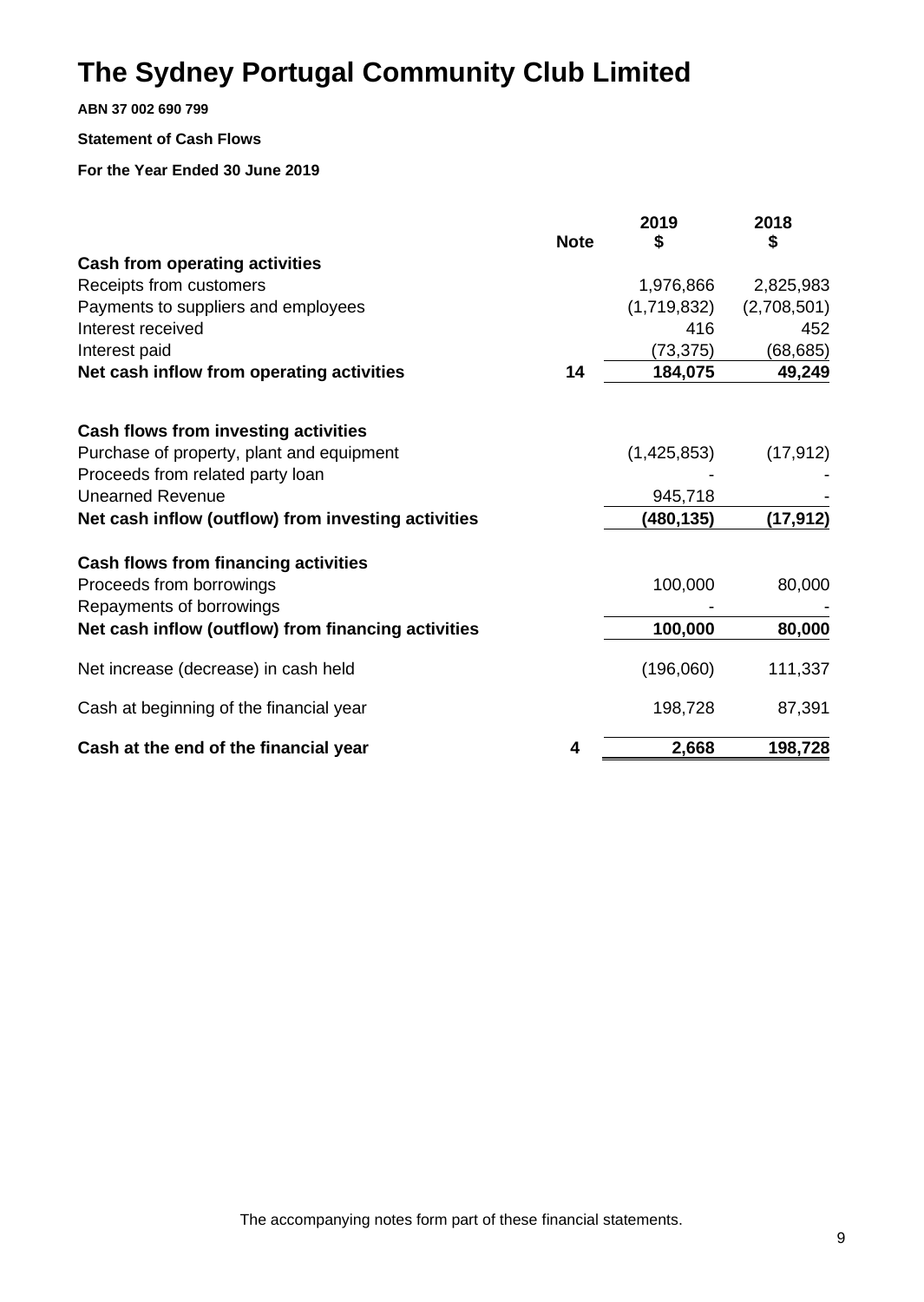# The Sydney Portugal Community Club Limited

**ABN 37 002 690 799**

**Statement of Cash Flows**

**For the Year Ended 30 June 2019**

| | Note | 2019 $ | 2018 $ |
|---|---|---|---|
| **Cash from operating activities** | | | |
| Receipts from customers | | 1,976,866 | 2,825,983 |
| Payments to suppliers and employees | | (1,719,832) | (2,708,501) |
| Interest received | | 416 | 452 |
| Interest paid | | (73,375) | (68,685) |
| **Net cash inflow from operating activities** | **14** | **184,075** | **49,249** |
| | | | |
| **Cash flows from investing activities** | | | |
| Purchase of property, plant and equipment | | (1,425,853) | (17,912) |
| Proceeds from related party loan | | - | - |
| Unearned Revenue | | 945,718 | - |
| **Net cash inflow (outflow) from investing activities** | | **(480,135)** | **(17,912)** |
| | | | |
| **Cash flows from financing activities** | | | |
| Proceeds from borrowings | | 100,000 | 80,000 |
| Repayments of borrowings | | - | - |
| **Net cash inflow (outflow) from financing activities** | | **100,000** | **80,000** |
| | | | |
| Net increase (decrease) in cash held | | (196,060) | 111,337 |
| | | | |
| Cash at beginning of the financial year | | 198,728 | 87,391 |
| | | | |
| **Cash at the end of the financial year** | **4** | **2,668** | **198,728** |

The accompanying notes form part of these financial statements.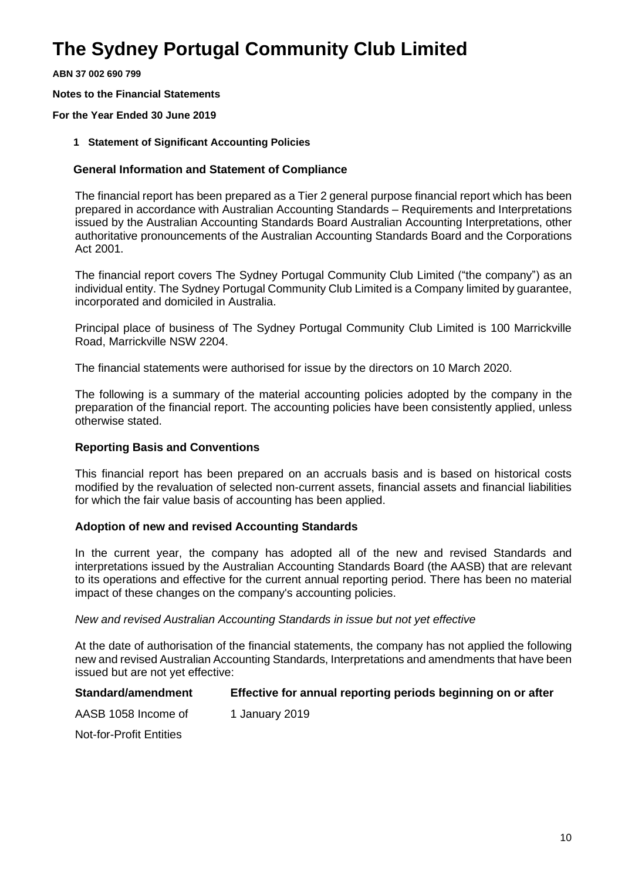# The Sydney Portugal Community Club Limited

**ABN 37 002 690 799**

**Notes to the Financial Statements**

**For the Year Ended 30 June 2019**

## 1 Statement of Significant Accounting Policies

### General Information and Statement of Compliance

The financial report has been prepared as a Tier 2 general purpose financial report which has been prepared in accordance with Australian Accounting Standards – Requirements and Interpretations issued by the Australian Accounting Standards Board Australian Accounting Interpretations, other authoritative pronouncements of the Australian Accounting Standards Board and the Corporations Act 2001.

The financial report covers The Sydney Portugal Community Club Limited ("the company") as an individual entity. The Sydney Portugal Community Club Limited is a Company limited by guarantee, incorporated and domiciled in Australia.

Principal place of business of The Sydney Portugal Community Club Limited is 100 Marrickville Road, Marrickville NSW 2204.

The financial statements were authorised for issue by the directors on 10 March 2020.

The following is a summary of the material accounting policies adopted by the company in the preparation of the financial report. The accounting policies have been consistently applied, unless otherwise stated.

### Reporting Basis and Conventions

This financial report has been prepared on an accruals basis and is based on historical costs modified by the revaluation of selected non-current assets, financial assets and financial liabilities for which the fair value basis of accounting has been applied.

### Adoption of new and revised Accounting Standards

In the current year, the company has adopted all of the new and revised Standards and interpretations issued by the Australian Accounting Standards Board (the AASB) that are relevant to its operations and effective for the current annual reporting period. There has been no material impact of these changes on the company's accounting policies.

*New and revised Australian Accounting Standards in issue but not yet effective*

At the date of authorisation of the financial statements, the company has not applied the following new and revised Australian Accounting Standards, Interpretations and amendments that have been issued but are not yet effective:

| Standard/amendment | Effective for annual reporting periods beginning on or after |
|---|---|
| AASB 1058 Income of Not-for-Profit Entities | 1 January 2019 |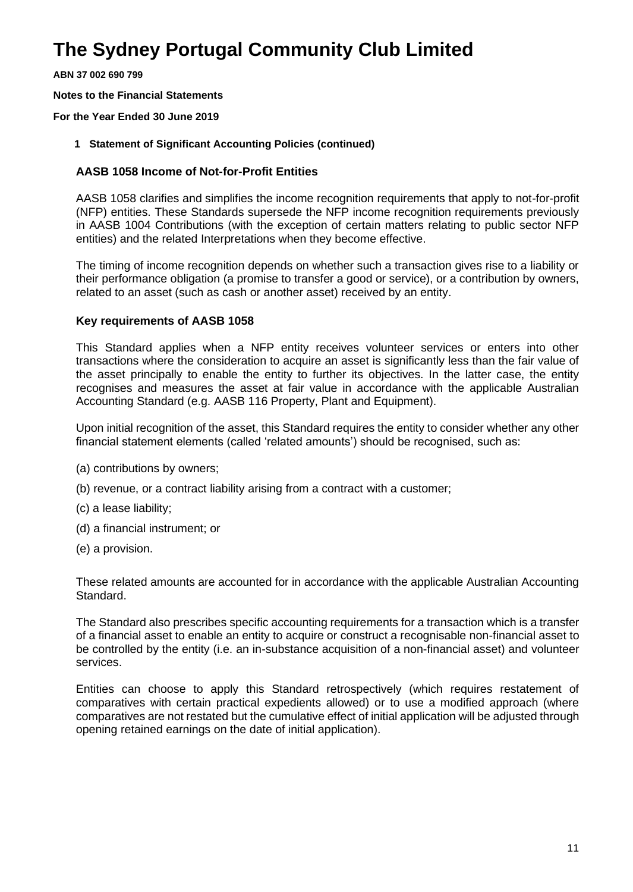# The Sydney Portugal Community Club Limited

**ABN 37 002 690 799**

**Notes to the Financial Statements**

**For the Year Ended 30 June 2019**

**1 Statement of Significant Accounting Policies (continued)**

### AASB 1058 Income of Not-for-Profit Entities

AASB 1058 clarifies and simplifies the income recognition requirements that apply to not-for-profit (NFP) entities. These Standards supersede the NFP income recognition requirements previously in AASB 1004 Contributions (with the exception of certain matters relating to public sector NFP entities) and the related Interpretations when they become effective.

The timing of income recognition depends on whether such a transaction gives rise to a liability or their performance obligation (a promise to transfer a good or service), or a contribution by owners, related to an asset (such as cash or another asset) received by an entity.

### Key requirements of AASB 1058

This Standard applies when a NFP entity receives volunteer services or enters into other transactions where the consideration to acquire an asset is significantly less than the fair value of the asset principally to enable the entity to further its objectives. In the latter case, the entity recognises and measures the asset at fair value in accordance with the applicable Australian Accounting Standard (e.g. AASB 116 Property, Plant and Equipment).

Upon initial recognition of the asset, this Standard requires the entity to consider whether any other financial statement elements (called 'related amounts') should be recognised, such as:

(a) contributions by owners;

(b) revenue, or a contract liability arising from a contract with a customer;

(c) a lease liability;

(d) a financial instrument; or

(e) a provision.

These related amounts are accounted for in accordance with the applicable Australian Accounting Standard.

The Standard also prescribes specific accounting requirements for a transaction which is a transfer of a financial asset to enable an entity to acquire or construct a recognisable non-financial asset to be controlled by the entity (i.e. an in-substance acquisition of a non-financial asset) and volunteer services.

Entities can choose to apply this Standard retrospectively (which requires restatement of comparatives with certain practical expedients allowed) or to use a modified approach (where comparatives are not restated but the cumulative effect of initial application will be adjusted through opening retained earnings on the date of initial application).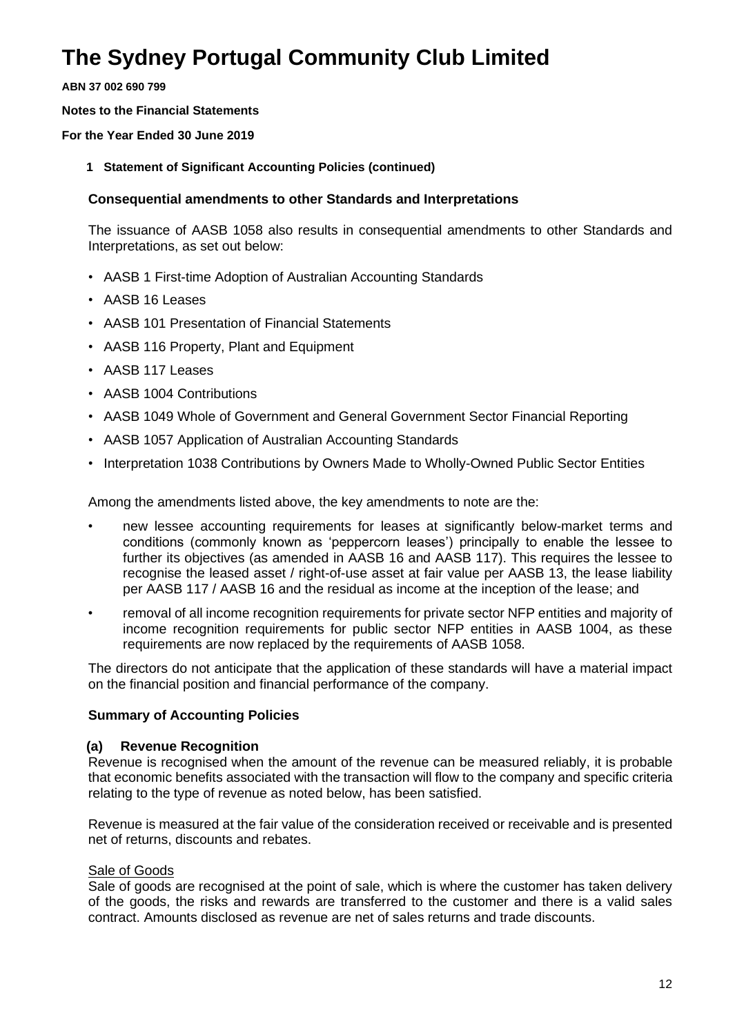# The Sydney Portugal Community Club Limited

**ABN 37 002 690 799**

**Notes to the Financial Statements**

**For the Year Ended 30 June 2019**

**1 Statement of Significant Accounting Policies (continued)**

### Consequential amendments to other Standards and Interpretations

The issuance of AASB 1058 also results in consequential amendments to other Standards and Interpretations, as set out below:

- AASB 1 First-time Adoption of Australian Accounting Standards
- AASB 16 Leases
- AASB 101 Presentation of Financial Statements
- AASB 116 Property, Plant and Equipment
- AASB 117 Leases
- AASB 1004 Contributions
- AASB 1049 Whole of Government and General Government Sector Financial Reporting
- AASB 1057 Application of Australian Accounting Standards
- Interpretation 1038 Contributions by Owners Made to Wholly-Owned Public Sector Entities

Among the amendments listed above, the key amendments to note are the:

- new lessee accounting requirements for leases at significantly below-market terms and conditions (commonly known as 'peppercorn leases') principally to enable the lessee to further its objectives (as amended in AASB 16 and AASB 117). This requires the lessee to recognise the leased asset / right-of-use asset at fair value per AASB 13, the lease liability per AASB 117 / AASB 16 and the residual as income at the inception of the lease; and
- removal of all income recognition requirements for private sector NFP entities and majority of income recognition requirements for public sector NFP entities in AASB 1004, as these requirements are now replaced by the requirements of AASB 1058.

The directors do not anticipate that the application of these standards will have a material impact on the financial position and financial performance of the company.

### Summary of Accounting Policies

**(a) Revenue Recognition**

Revenue is recognised when the amount of the revenue can be measured reliably, it is probable that economic benefits associated with the transaction will flow to the company and specific criteria relating to the type of revenue as noted below, has been satisfied.

Revenue is measured at the fair value of the consideration received or receivable and is presented net of returns, discounts and rebates.

Sale of Goods

Sale of goods are recognised at the point of sale, which is where the customer has taken delivery of the goods, the risks and rewards are transferred to the customer and there is a valid sales contract. Amounts disclosed as revenue are net of sales returns and trade discounts.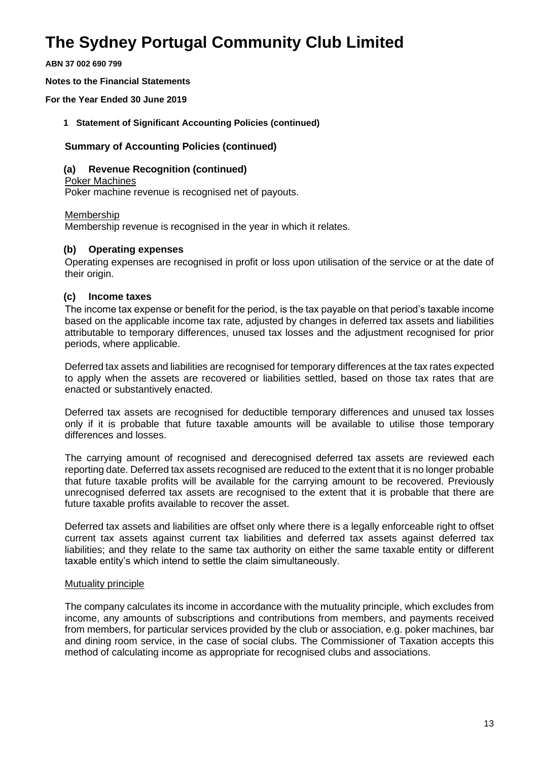# The Sydney Portugal Community Club Limited

**ABN 37 002 690 799**

**Notes to the Financial Statements**

**For the Year Ended 30 June 2019**

**1 Statement of Significant Accounting Policies (continued)**

## Summary of Accounting Policies (continued)

### (a) Revenue Recognition (continued)

Poker Machines

Poker machine revenue is recognised net of payouts.

Membership

Membership revenue is recognised in the year in which it relates.

### (b) Operating expenses

Operating expenses are recognised in profit or loss upon utilisation of the service or at the date of their origin.

### (c) Income taxes

The income tax expense or benefit for the period, is the tax payable on that period's taxable income based on the applicable income tax rate, adjusted by changes in deferred tax assets and liabilities attributable to temporary differences, unused tax losses and the adjustment recognised for prior periods, where applicable.

Deferred tax assets and liabilities are recognised for temporary differences at the tax rates expected to apply when the assets are recovered or liabilities settled, based on those tax rates that are enacted or substantively enacted.

Deferred tax assets are recognised for deductible temporary differences and unused tax losses only if it is probable that future taxable amounts will be available to utilise those temporary differences and losses.

The carrying amount of recognised and derecognised deferred tax assets are reviewed each reporting date. Deferred tax assets recognised are reduced to the extent that it is no longer probable that future taxable profits will be available for the carrying amount to be recovered. Previously unrecognised deferred tax assets are recognised to the extent that it is probable that there are future taxable profits available to recover the asset.

Deferred tax assets and liabilities are offset only where there is a legally enforceable right to offset current tax assets against current tax liabilities and deferred tax assets against deferred tax liabilities; and they relate to the same tax authority on either the same taxable entity or different taxable entity's which intend to settle the claim simultaneously.

Mutuality principle

The company calculates its income in accordance with the mutuality principle, which excludes from income, any amounts of subscriptions and contributions from members, and payments received from members, for particular services provided by the club or association, e.g. poker machines, bar and dining room service, in the case of social clubs. The Commissioner of Taxation accepts this method of calculating income as appropriate for recognised clubs and associations.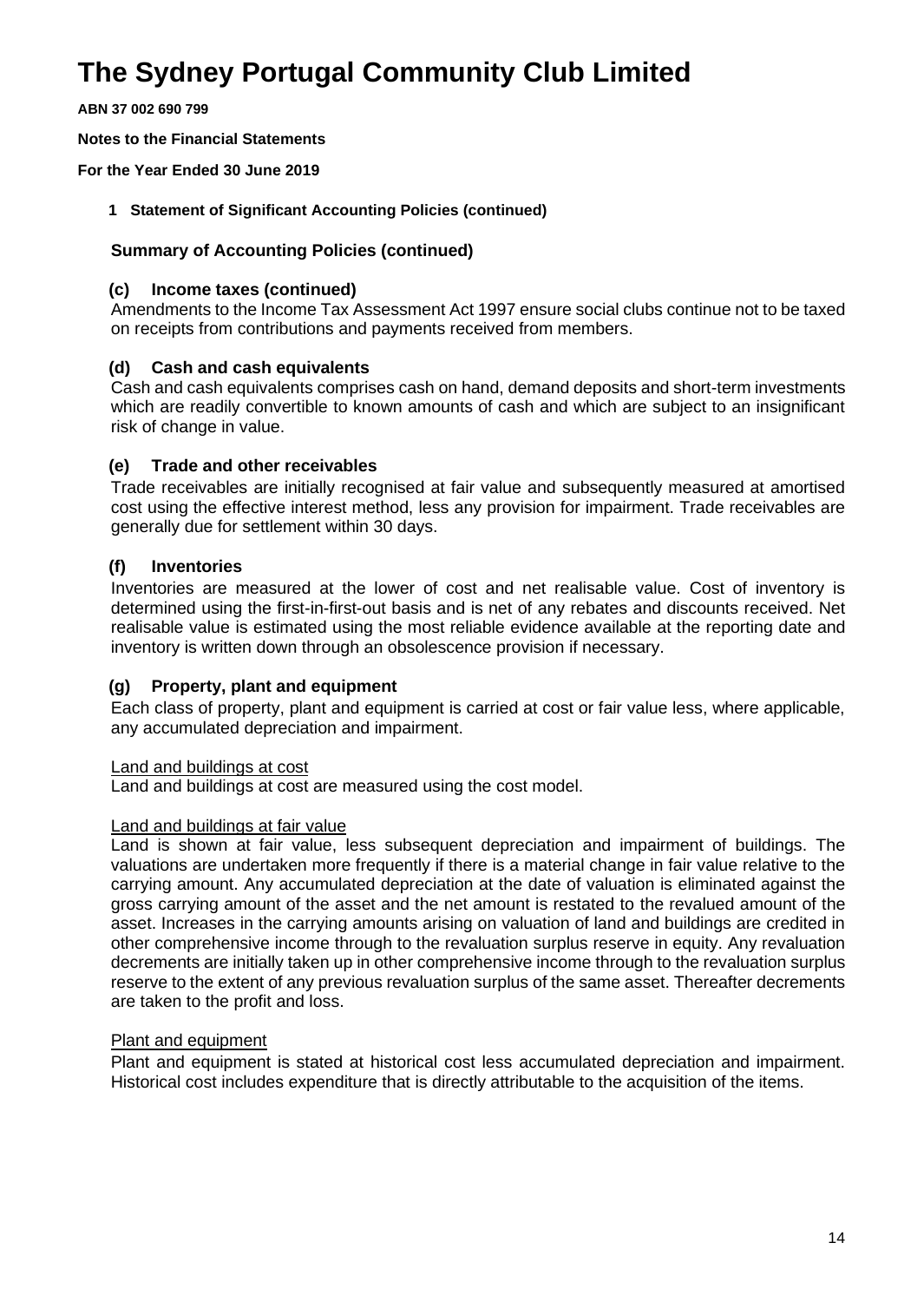# The Sydney Portugal Community Club Limited

**ABN 37 002 690 799**

**Notes to the Financial Statements**

**For the Year Ended 30 June 2019**

**1 Statement of Significant Accounting Policies (continued)**

**Summary of Accounting Policies (continued)**

### (c) Income taxes (continued)

Amendments to the Income Tax Assessment Act 1997 ensure social clubs continue not to be taxed on receipts from contributions and payments received from members.

### (d) Cash and cash equivalents

Cash and cash equivalents comprises cash on hand, demand deposits and short-term investments which are readily convertible to known amounts of cash and which are subject to an insignificant risk of change in value.

### (e) Trade and other receivables

Trade receivables are initially recognised at fair value and subsequently measured at amortised cost using the effective interest method, less any provision for impairment. Trade receivables are generally due for settlement within 30 days.

### (f) Inventories

Inventories are measured at the lower of cost and net realisable value. Cost of inventory is determined using the first-in-first-out basis and is net of any rebates and discounts received. Net realisable value is estimated using the most reliable evidence available at the reporting date and inventory is written down through an obsolescence provision if necessary.

### (g) Property, plant and equipment

Each class of property, plant and equipment is carried at cost or fair value less, where applicable, any accumulated depreciation and impairment.

Land and buildings at cost

Land and buildings at cost are measured using the cost model.

Land and buildings at fair value

Land is shown at fair value, less subsequent depreciation and impairment of buildings. The valuations are undertaken more frequently if there is a material change in fair value relative to the carrying amount. Any accumulated depreciation at the date of valuation is eliminated against the gross carrying amount of the asset and the net amount is restated to the revalued amount of the asset. Increases in the carrying amounts arising on valuation of land and buildings are credited in other comprehensive income through to the revaluation surplus reserve in equity. Any revaluation decrements are initially taken up in other comprehensive income through to the revaluation surplus reserve to the extent of any previous revaluation surplus of the same asset. Thereafter decrements are taken to the profit and loss.

Plant and equipment

Plant and equipment is stated at historical cost less accumulated depreciation and impairment. Historical cost includes expenditure that is directly attributable to the acquisition of the items.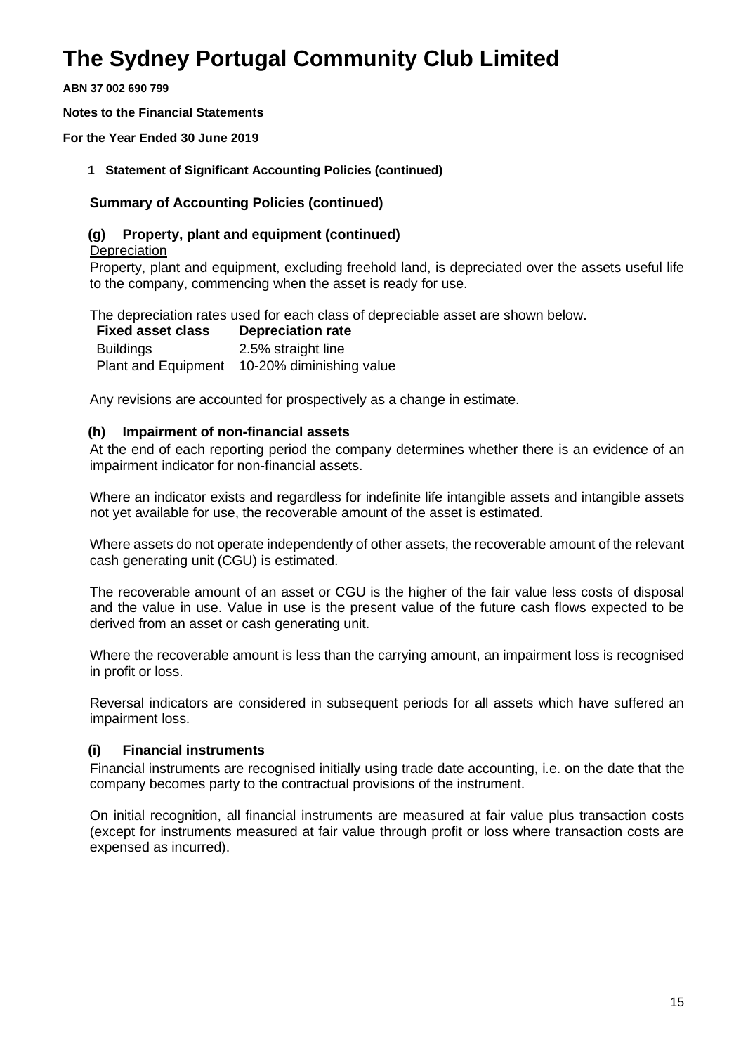# The Sydney Portugal Community Club Limited

**ABN 37 002 690 799**

**Notes to the Financial Statements**

**For the Year Ended 30 June 2019**

**1 Statement of Significant Accounting Policies (continued)**

### Summary of Accounting Policies (continued)

#### (g) Property, plant and equipment (continued)

Depreciation

Property, plant and equipment, excluding freehold land, is depreciated over the assets useful life to the company, commencing when the asset is ready for use.

The depreciation rates used for each class of depreciable asset are shown below.

| Fixed asset class | Depreciation rate |
|---|---|
| Buildings | 2.5% straight line |
| Plant and Equipment | 10-20% diminishing value |

Any revisions are accounted for prospectively as a change in estimate.

#### (h) Impairment of non-financial assets

At the end of each reporting period the company determines whether there is an evidence of an impairment indicator for non-financial assets.

Where an indicator exists and regardless for indefinite life intangible assets and intangible assets not yet available for use, the recoverable amount of the asset is estimated.

Where assets do not operate independently of other assets, the recoverable amount of the relevant cash generating unit (CGU) is estimated.

The recoverable amount of an asset or CGU is the higher of the fair value less costs of disposal and the value in use. Value in use is the present value of the future cash flows expected to be derived from an asset or cash generating unit.

Where the recoverable amount is less than the carrying amount, an impairment loss is recognised in profit or loss.

Reversal indicators are considered in subsequent periods for all assets which have suffered an impairment loss.

#### (i) Financial instruments

Financial instruments are recognised initially using trade date accounting, i.e. on the date that the company becomes party to the contractual provisions of the instrument.

On initial recognition, all financial instruments are measured at fair value plus transaction costs (except for instruments measured at fair value through profit or loss where transaction costs are expensed as incurred).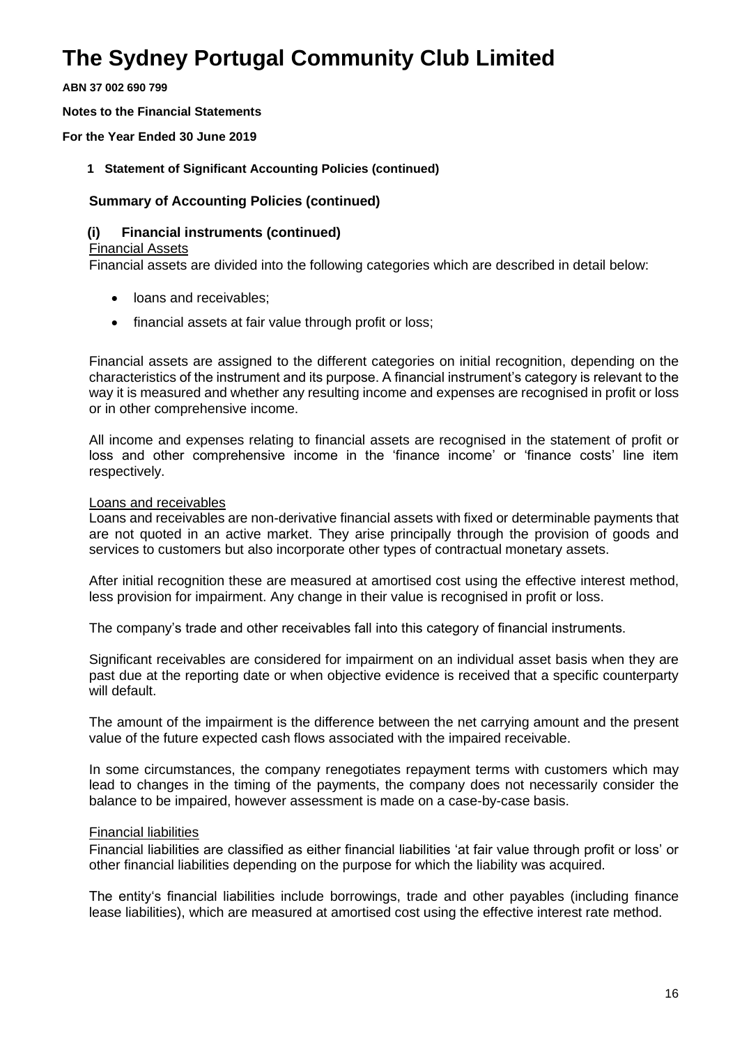# The Sydney Portugal Community Club Limited

**ABN 37 002 690 799**

**Notes to the Financial Statements**

**For the Year Ended 30 June 2019**

**1 Statement of Significant Accounting Policies (continued)**

### Summary of Accounting Policies (continued)

### (i) Financial instruments (continued)

Financial Assets

Financial assets are divided into the following categories which are described in detail below:

- loans and receivables;
- financial assets at fair value through profit or loss;

Financial assets are assigned to the different categories on initial recognition, depending on the characteristics of the instrument and its purpose. A financial instrument's category is relevant to the way it is measured and whether any resulting income and expenses are recognised in profit or loss or in other comprehensive income.

All income and expenses relating to financial assets are recognised in the statement of profit or loss and other comprehensive income in the 'finance income' or 'finance costs' line item respectively.

Loans and receivables

Loans and receivables are non-derivative financial assets with fixed or determinable payments that are not quoted in an active market. They arise principally through the provision of goods and services to customers but also incorporate other types of contractual monetary assets.

After initial recognition these are measured at amortised cost using the effective interest method, less provision for impairment. Any change in their value is recognised in profit or loss.

The company's trade and other receivables fall into this category of financial instruments.

Significant receivables are considered for impairment on an individual asset basis when they are past due at the reporting date or when objective evidence is received that a specific counterparty will default.

The amount of the impairment is the difference between the net carrying amount and the present value of the future expected cash flows associated with the impaired receivable.

In some circumstances, the company renegotiates repayment terms with customers which may lead to changes in the timing of the payments, the company does not necessarily consider the balance to be impaired, however assessment is made on a case-by-case basis.

Financial liabilities

Financial liabilities are classified as either financial liabilities 'at fair value through profit or loss' or other financial liabilities depending on the purpose for which the liability was acquired.

The entity's financial liabilities include borrowings, trade and other payables (including finance lease liabilities), which are measured at amortised cost using the effective interest rate method.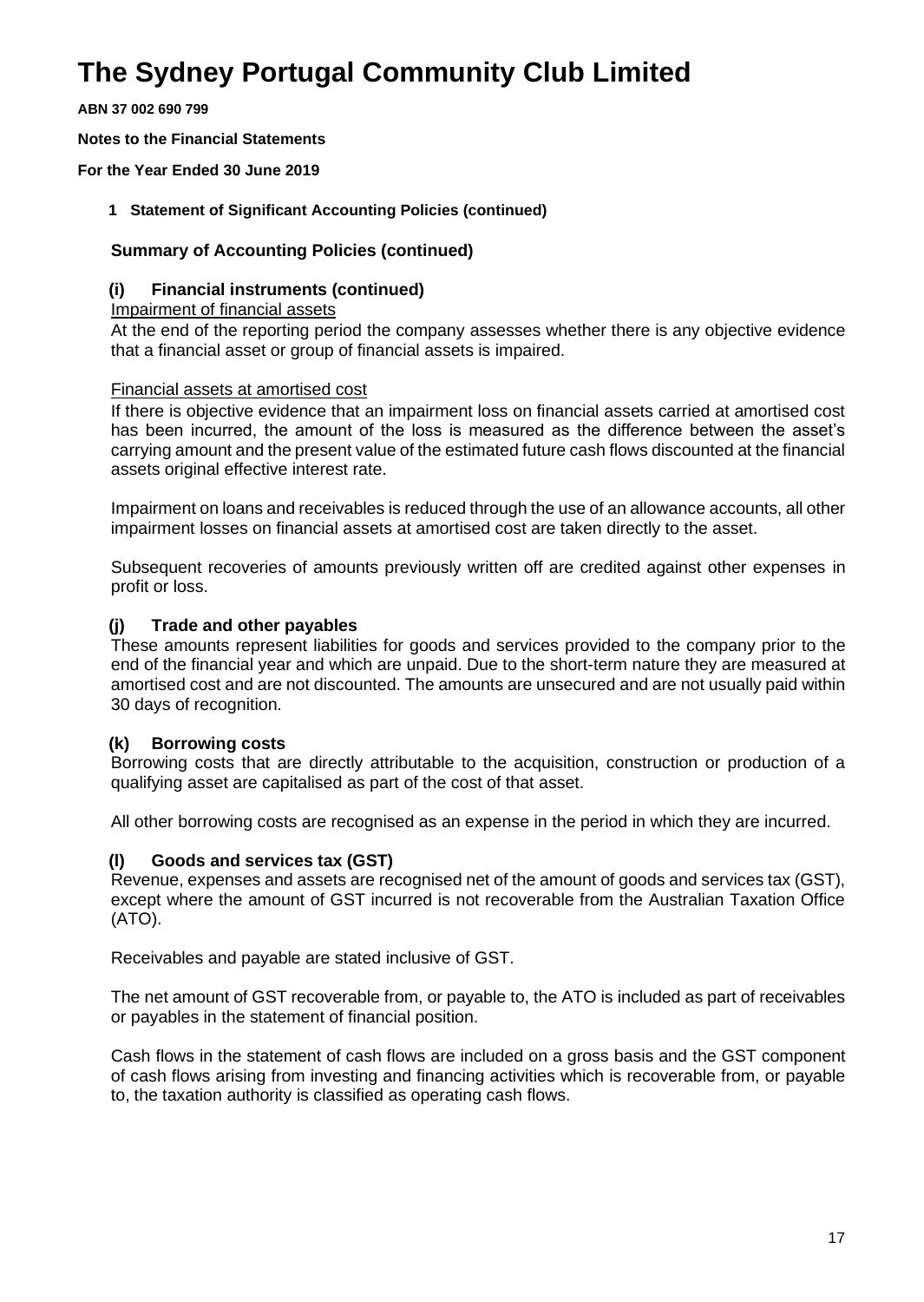# The Sydney Portugal Community Club Limited

**ABN 37 002 690 799**

**Notes to the Financial Statements**

**For the Year Ended 30 June 2019**

**1 Statement of Significant Accounting Policies (continued)**

### Summary of Accounting Policies (continued)

#### (i) Financial instruments (continued)

Impairment of financial assets

At the end of the reporting period the company assesses whether there is any objective evidence that a financial asset or group of financial assets is impaired.

Financial assets at amortised cost

If there is objective evidence that an impairment loss on financial assets carried at amortised cost has been incurred, the amount of the loss is measured as the difference between the asset's carrying amount and the present value of the estimated future cash flows discounted at the financial assets original effective interest rate.

Impairment on loans and receivables is reduced through the use of an allowance accounts, all other impairment losses on financial assets at amortised cost are taken directly to the asset.

Subsequent recoveries of amounts previously written off are credited against other expenses in profit or loss.

#### (j) Trade and other payables

These amounts represent liabilities for goods and services provided to the company prior to the end of the financial year and which are unpaid. Due to the short-term nature they are measured at amortised cost and are not discounted. The amounts are unsecured and are not usually paid within 30 days of recognition.

#### (k) Borrowing costs

Borrowing costs that are directly attributable to the acquisition, construction or production of a qualifying asset are capitalised as part of the cost of that asset.

All other borrowing costs are recognised as an expense in the period in which they are incurred.

#### (l) Goods and services tax (GST)

Revenue, expenses and assets are recognised net of the amount of goods and services tax (GST), except where the amount of GST incurred is not recoverable from the Australian Taxation Office (ATO).

Receivables and payable are stated inclusive of GST.

The net amount of GST recoverable from, or payable to, the ATO is included as part of receivables or payables in the statement of financial position.

Cash flows in the statement of cash flows are included on a gross basis and the GST component of cash flows arising from investing and financing activities which is recoverable from, or payable to, the taxation authority is classified as operating cash flows.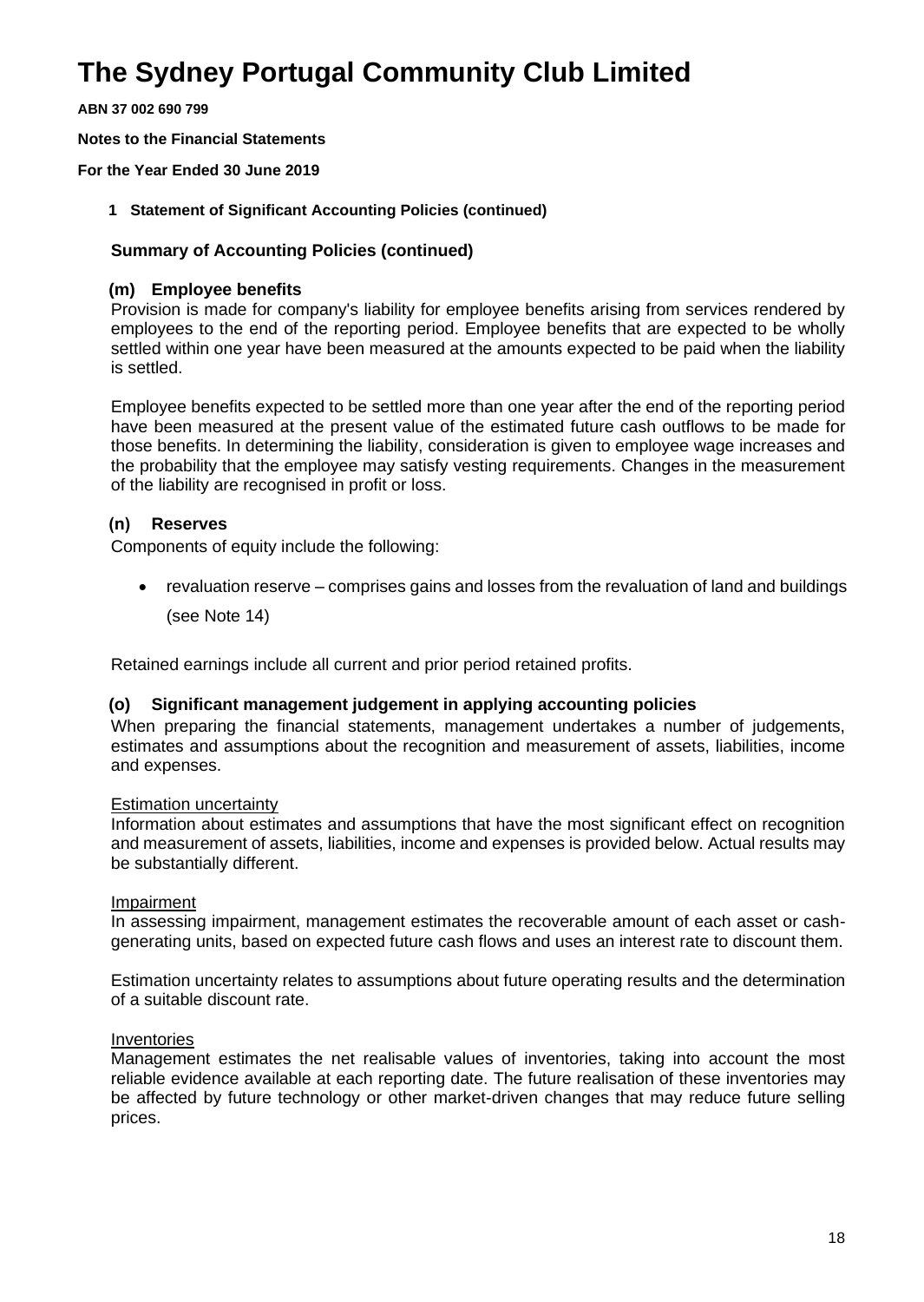# The Sydney Portugal Community Club Limited

**ABN 37 002 690 799**

**Notes to the Financial Statements**

**For the Year Ended 30 June 2019**

**1 Statement of Significant Accounting Policies (continued)**

### Summary of Accounting Policies (continued)

#### (m) Employee benefits

Provision is made for company's liability for employee benefits arising from services rendered by employees to the end of the reporting period. Employee benefits that are expected to be wholly settled within one year have been measured at the amounts expected to be paid when the liability is settled.

Employee benefits expected to be settled more than one year after the end of the reporting period have been measured at the present value of the estimated future cash outflows to be made for those benefits. In determining the liability, consideration is given to employee wage increases and the probability that the employee may satisfy vesting requirements. Changes in the measurement of the liability are recognised in profit or loss.

#### (n) Reserves

Components of equity include the following:

- revaluation reserve – comprises gains and losses from the revaluation of land and buildings (see Note 14)

Retained earnings include all current and prior period retained profits.

#### (o) Significant management judgement in applying accounting policies

When preparing the financial statements, management undertakes a number of judgements, estimates and assumptions about the recognition and measurement of assets, liabilities, income and expenses.

Estimation uncertainty

Information about estimates and assumptions that have the most significant effect on recognition and measurement of assets, liabilities, income and expenses is provided below. Actual results may be substantially different.

Impairment

In assessing impairment, management estimates the recoverable amount of each asset or cash-generating units, based on expected future cash flows and uses an interest rate to discount them.

Estimation uncertainty relates to assumptions about future operating results and the determination of a suitable discount rate.

Inventories

Management estimates the net realisable values of inventories, taking into account the most reliable evidence available at each reporting date. The future realisation of these inventories may be affected by future technology or other market-driven changes that may reduce future selling prices.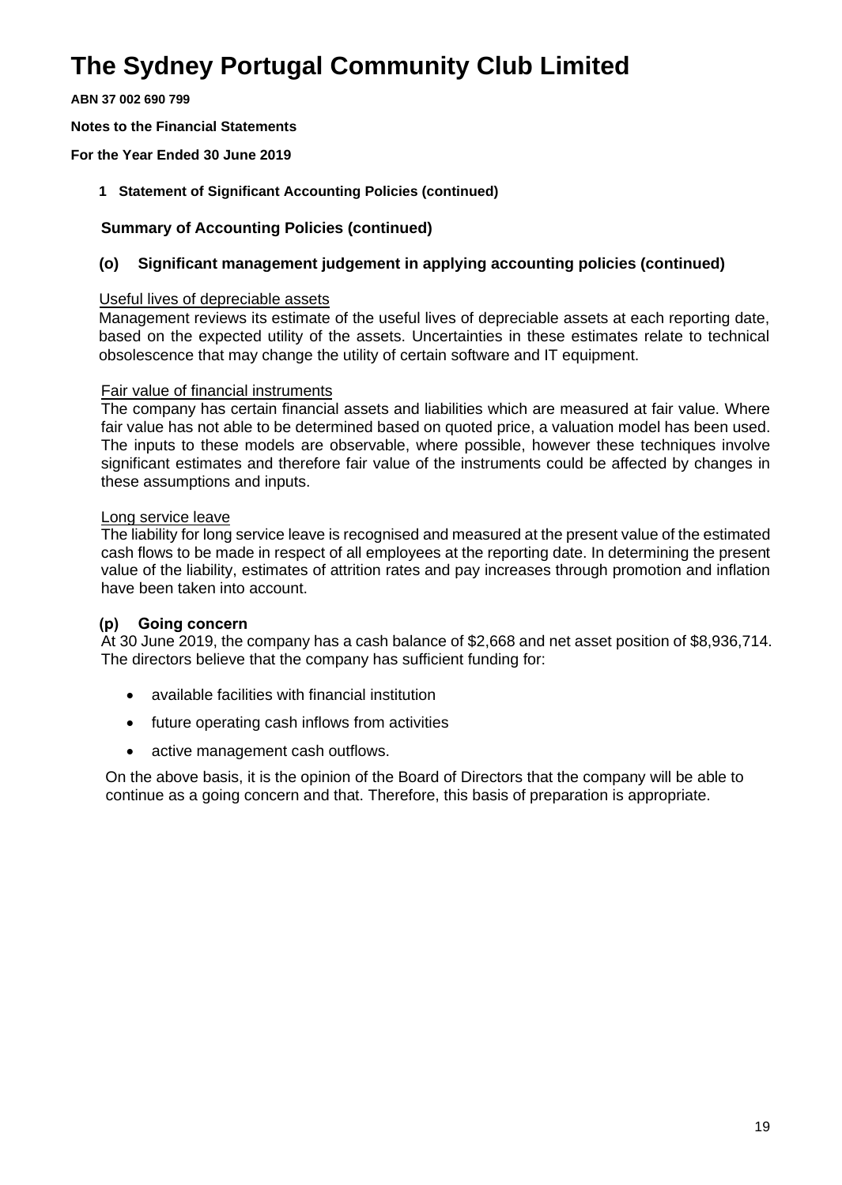# The Sydney Portugal Community Club Limited

**ABN 37 002 690 799**

**Notes to the Financial Statements**

**For the Year Ended 30 June 2019**

**1 Statement of Significant Accounting Policies (continued)**

## Summary of Accounting Policies (continued)

### (o) Significant management judgement in applying accounting policies (continued)

Useful lives of depreciable assets

Management reviews its estimate of the useful lives of depreciable assets at each reporting date, based on the expected utility of the assets. Uncertainties in these estimates relate to technical obsolescence that may change the utility of certain software and IT equipment.

Fair value of financial instruments

The company has certain financial assets and liabilities which are measured at fair value. Where fair value has not able to be determined based on quoted price, a valuation model has been used. The inputs to these models are observable, where possible, however these techniques involve significant estimates and therefore fair value of the instruments could be affected by changes in these assumptions and inputs.

Long service leave

The liability for long service leave is recognised and measured at the present value of the estimated cash flows to be made in respect of all employees at the reporting date. In determining the present value of the liability, estimates of attrition rates and pay increases through promotion and inflation have been taken into account.

### (p) Going concern

At 30 June 2019, the company has a cash balance of $2,668 and net asset position of $8,936,714. The directors believe that the company has sufficient funding for:

- available facilities with financial institution
- future operating cash inflows from activities
- active management cash outflows.

On the above basis, it is the opinion of the Board of Directors that the company will be able to continue as a going concern and that. Therefore, this basis of preparation is appropriate.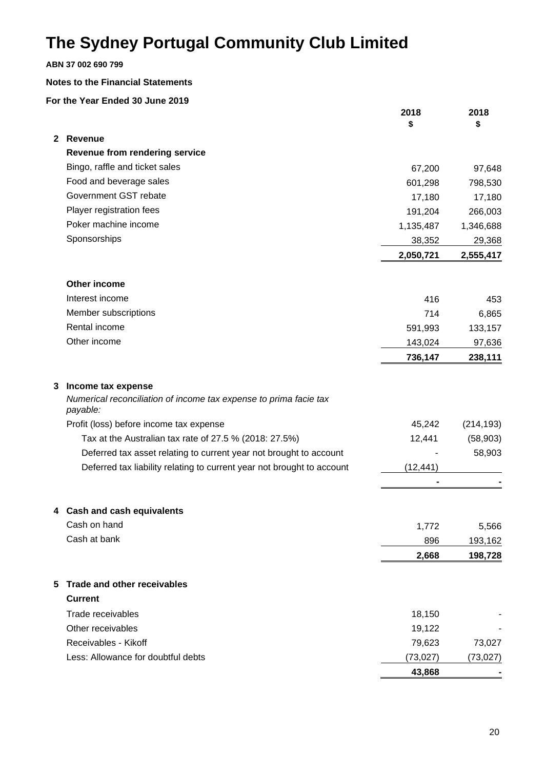# The Sydney Portugal Community Club Limited

**ABN 37 002 690 799**

**Notes to the Financial Statements**

**For the Year Ended 30 June 2019**

| | 2018<br>$ | 2018<br>$ |
|---|---|---|
| **2 Revenue** | | |
| **Revenue from rendering service** | | |
| Bingo, raffle and ticket sales | 67,200 | 97,648 |
| Food and beverage sales | 601,298 | 798,530 |
| Government GST rebate | 17,180 | 17,180 |
| Player registration fees | 191,204 | 266,003 |
| Poker machine income | 1,135,487 | 1,346,688 |
| Sponsorships | 38,352 | 29,368 |
| | **2,050,721** | **2,555,417** |
| **Other income** | | |
| Interest income | 416 | 453 |
| Member subscriptions | 714 | 6,865 |
| Rental income | 591,993 | 133,157 |
| Other income | 143,024 | 97,636 |
| | **736,147** | **238,111** |

**3 Income tax expense**

*Numerical reconciliation of income tax expense to prima facie tax payable:*

| | 2018<br>$ | 2018<br>$ |
|---|---|---|
| Profit (loss) before income tax expense | 45,242 | (214,193) |
| Tax at the Australian tax rate of 27.5 % (2018: 27.5%) | 12,441 | (58,903) |
| Deferred tax asset relating to current year not brought to account | - | 58,903 |
| Deferred tax liability relating to current year not brought to account | (12,441) | |
| | **-** | **-** |

**4 Cash and cash equivalents**

| | 2018<br>$ | 2018<br>$ |
|---|---|---|
| Cash on hand | 1,772 | 5,566 |
| Cash at bank | 896 | 193,162 |
| | **2,668** | **198,728** |

**5 Trade and other receivables**

| | 2018<br>$ | 2018<br>$ |
|---|---|---|
| **Current** | | |
| Trade receivables | 18,150 | - |
| Other receivables | 19,122 | - |
| Receivables - Kikoff | 79,623 | 73,027 |
| Less: Allowance for doubtful debts | (73,027) | (73,027) |
| | **43,868** | **-** |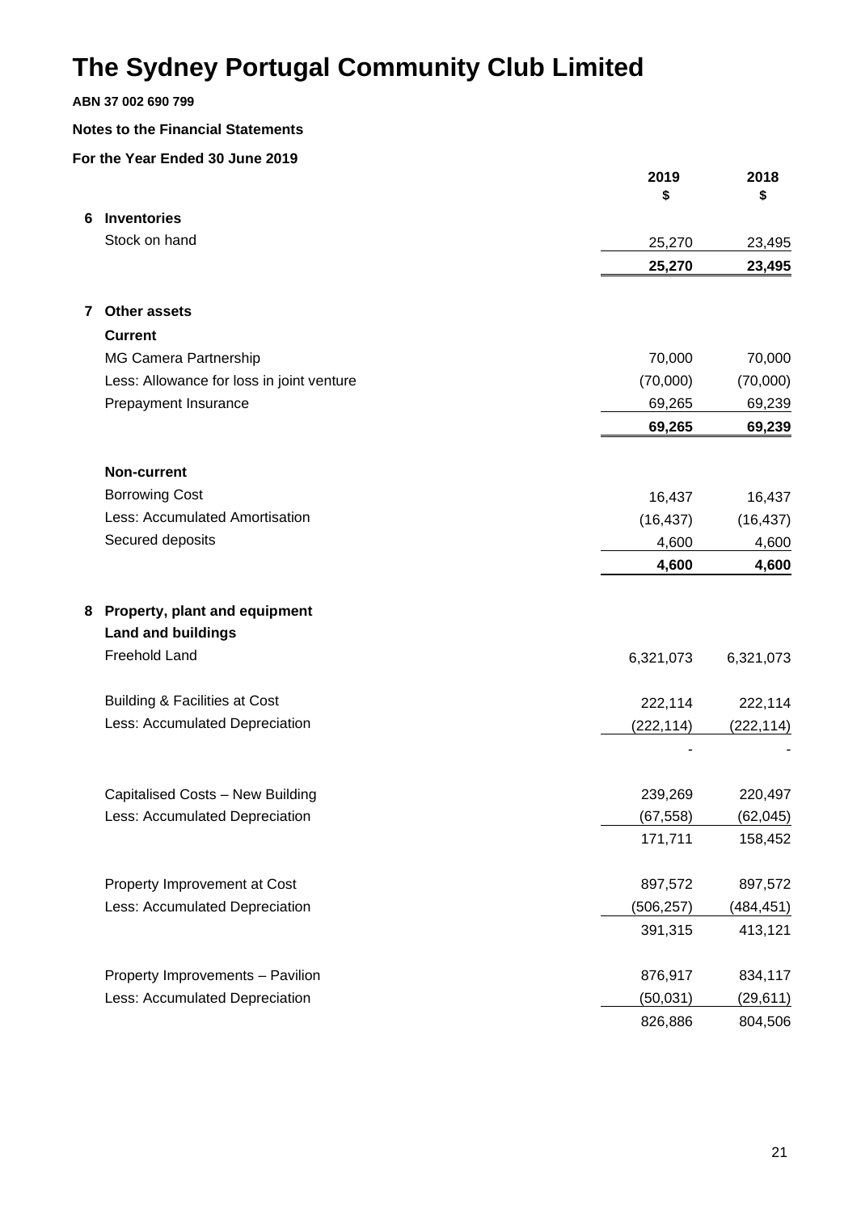# The Sydney Portugal Community Club Limited

**ABN 37 002 690 799**

**Notes to the Financial Statements**

**For the Year Ended 30 June 2019**

| | | 2019<br>$ | 2018<br>$ |
|---|---|---|---|
| **6** | **Inventories** | | |
| | Stock on hand | 25,270 | 23,495 |
| | | **25,270** | **23,495** |
| **7** | **Other assets** | | |
| | **Current** | | |
| | MG Camera Partnership | 70,000 | 70,000 |
| | Less: Allowance for loss in joint venture | (70,000) | (70,000) |
| | Prepayment Insurance | 69,265 | 69,239 |
| | | **69,265** | **69,239** |
| | **Non-current** | | |
| | Borrowing Cost | 16,437 | 16,437 |
| | Less: Accumulated Amortisation | (16,437) | (16,437) |
| | Secured deposits | 4,600 | 4,600 |
| | | **4,600** | **4,600** |
| **8** | **Property, plant and equipment** | | |
| | **Land and buildings** | | |
| | Freehold Land | 6,321,073 | 6,321,073 |
| | Building & Facilities at Cost | 222,114 | 222,114 |
| | Less: Accumulated Depreciation | (222,114) | (222,114) |
| | | - | - |
| | Capitalised Costs – New Building | 239,269 | 220,497 |
| | Less: Accumulated Depreciation | (67,558) | (62,045) |
| | | 171,711 | 158,452 |
| | Property Improvement at Cost | 897,572 | 897,572 |
| | Less: Accumulated Depreciation | (506,257) | (484,451) |
| | | 391,315 | 413,121 |
| | Property Improvements – Pavilion | 876,917 | 834,117 |
| | Less: Accumulated Depreciation | (50,031) | (29,611) |
| | | 826,886 | 804,506 |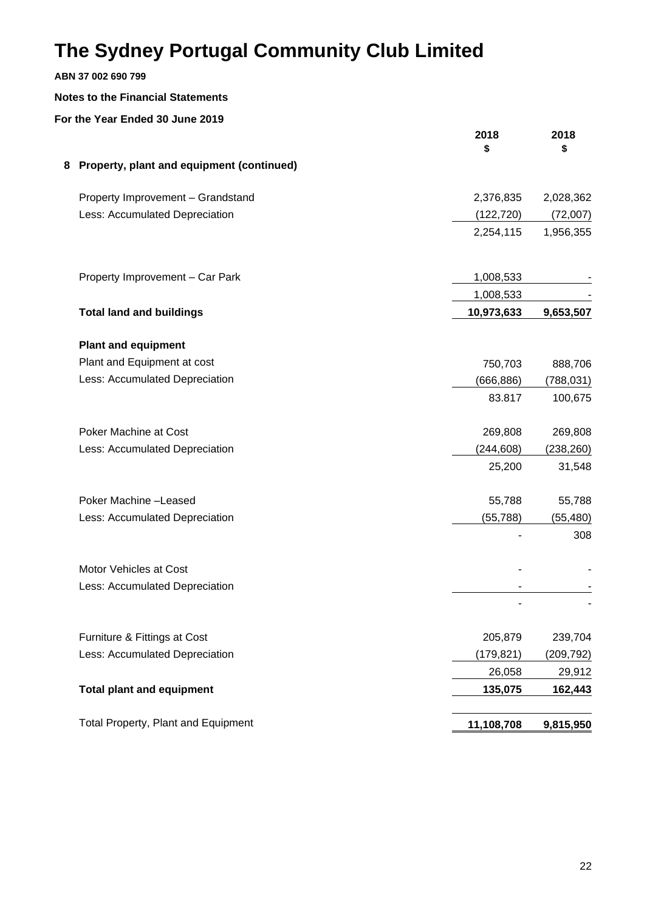# The Sydney Portugal Community Club Limited

**ABN 37 002 690 799**

**Notes to the Financial Statements**

**For the Year Ended 30 June 2019**

## 8 Property, plant and equipment (continued)

| | 2018<br>$ | 2018<br>$ |
|---|---|---|
| Property Improvement – Grandstand | 2,376,835 | 2,028,362 |
| Less: Accumulated Depreciation | (122,720) | (72,007) |
| | 2,254,115 | 1,956,355 |
| | | |
| Property Improvement – Car Park | 1,008,533 | - |
| | 1,008,533 | - |
| **Total land and buildings** | **10,973,633** | **9,653,507** |
| | | |
| **Plant and equipment** | | |
| Plant and Equipment at cost | 750,703 | 888,706 |
| Less: Accumulated Depreciation | (666,886) | (788,031) |
| | 83.817 | 100,675 |
| | | |
| Poker Machine at Cost | 269,808 | 269,808 |
| Less: Accumulated Depreciation | (244,608) | (238,260) |
| | 25,200 | 31,548 |
| | | |
| Poker Machine –Leased | 55,788 | 55,788 |
| Less: Accumulated Depreciation | (55,788) | (55,480) |
| | - | 308 |
| | | |
| Motor Vehicles at Cost | - | - |
| Less: Accumulated Depreciation | - | - |
| | - | - |
| | | |
| Furniture & Fittings at Cost | 205,879 | 239,704 |
| Less: Accumulated Depreciation | (179,821) | (209,792) |
| | 26,058 | 29,912 |
| **Total plant and equipment** | **135,075** | **162,443** |
| | | |
| Total Property, Plant and Equipment | **11,108,708** | **9,815,950** |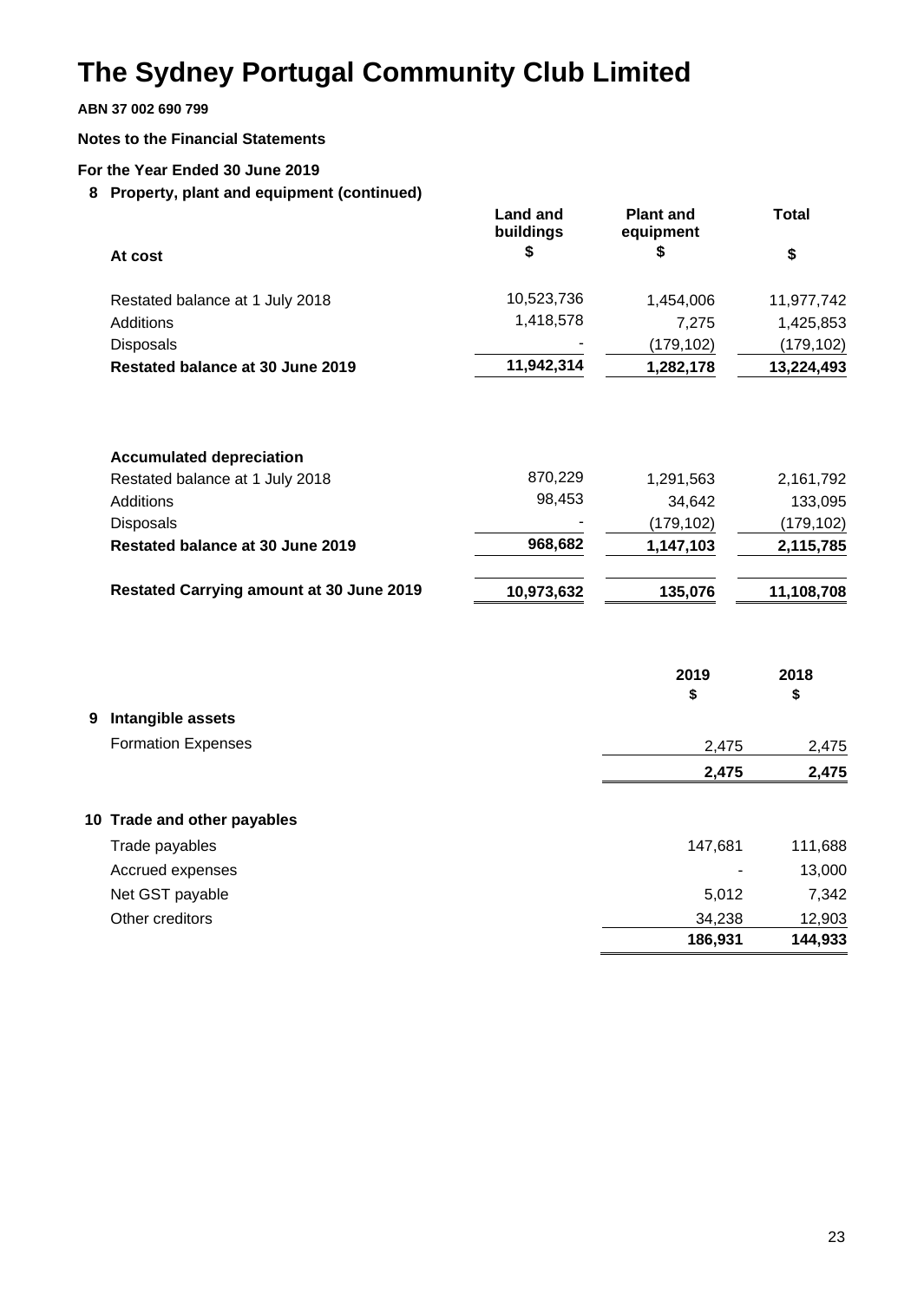# The Sydney Portugal Community Club Limited

**ABN 37 002 690 799**

**Notes to the Financial Statements**

**For the Year Ended 30 June 2019**

## 8 Property, plant and equipment (continued)

| | Land and buildings | Plant and equipment | Total |
|---|---|---|---|
| **At cost** | **$** | **$** | **$** |
| Restated balance at 1 July 2018 | 10,523,736 | 1,454,006 | 11,977,742 |
| Additions | 1,418,578 | 7,275 | 1,425,853 |
| Disposals | - | (179,102) | (179,102) |
| **Restated balance at 30 June 2019** | **11,942,314** | **1,282,178** | **13,224,493** |
| | | | |
| **Accumulated depreciation** | | | |
| Restated balance at 1 July 2018 | 870,229 | 1,291,563 | 2,161,792 |
| Additions | 98,453 | 34,642 | 133,095 |
| Disposals | - | (179,102) | (179,102) |
| **Restated balance at 30 June 2019** | **968,682** | **1,147,103** | **2,115,785** |
| | | | |
| **Restated Carrying amount at 30 June 2019** | **10,973,632** | **135,076** | **11,108,708** |

| | 2019<br>$ | 2018<br>$ |
|---|---|---|
| **9 Intangible assets** | | |
| Formation Expenses | 2,475 | 2,475 |
| | **2,475** | **2,475** |
| | | |
| **10 Trade and other payables** | | |
| Trade payables | 147,681 | 111,688 |
| Accrued expenses | - | 13,000 |
| Net GST payable | 5,012 | 7,342 |
| Other creditors | 34,238 | 12,903 |
| | **186,931** | **144,933** |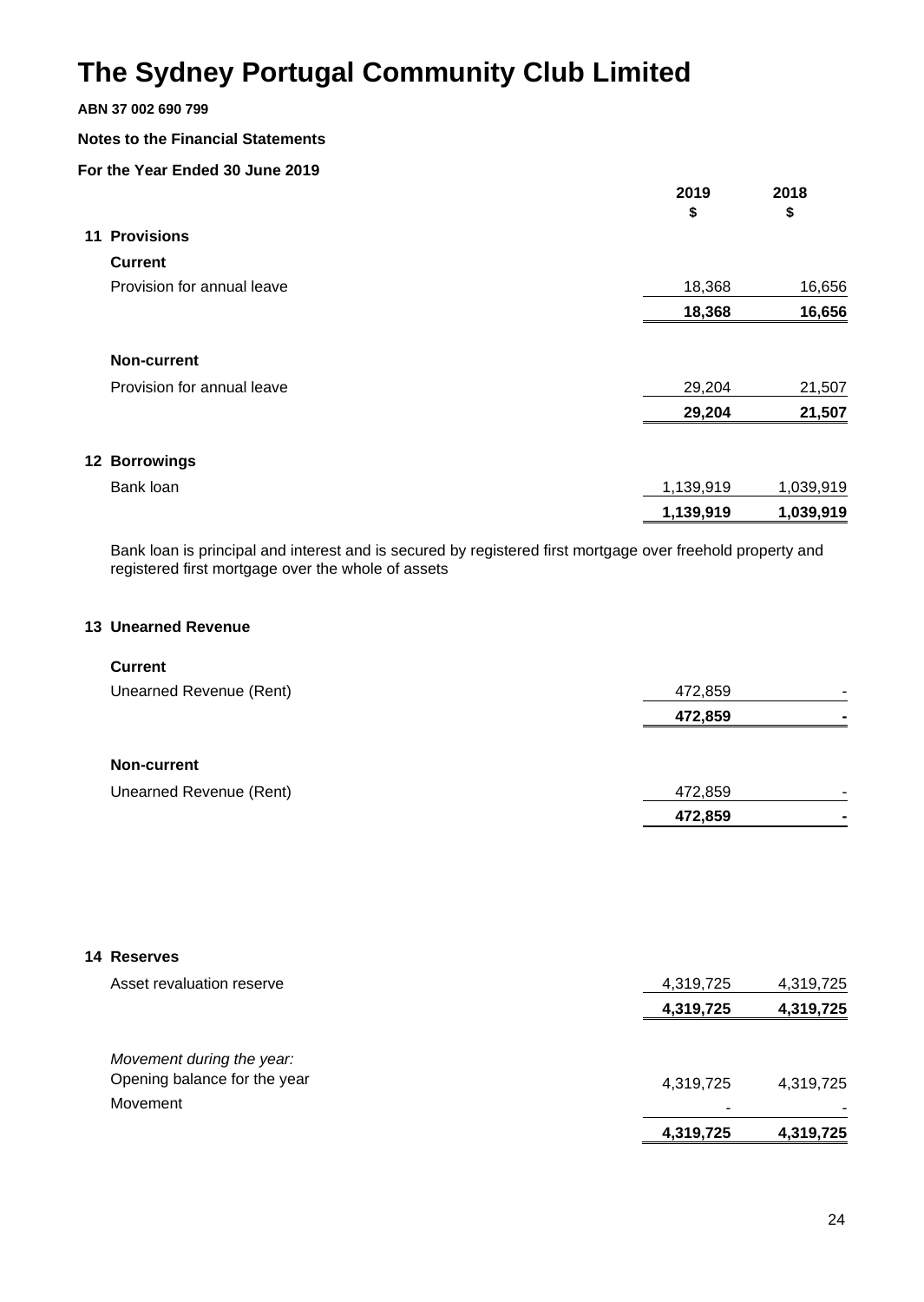# The Sydney Portugal Community Club Limited

**ABN 37 002 690 799**

**Notes to the Financial Statements**

**For the Year Ended 30 June 2019**

| | 2019 $ | 2018 $ |
|---|---|---|
| **11 Provisions** | | |
| **Current** | | |
| Provision for annual leave | 18,368 | 16,656 |
| | **18,368** | **16,656** |
| **Non-current** | | |
| Provision for annual leave | 29,204 | 21,507 |
| | **29,204** | **21,507** |
| **12 Borrowings** | | |
| Bank loan | 1,139,919 | 1,039,919 |
| | **1,139,919** | **1,039,919** |

Bank loan is principal and interest and is secured by registered first mortgage over freehold property and registered first mortgage over the whole of assets

**13 Unearned Revenue**

| | 2019 $ | 2018 $ |
|---|---|---|
| **Current** | | |
| Unearned Revenue (Rent) | 472,859 | - |
| | **472,859** | **-** |
| **Non-current** | | |
| Unearned Revenue (Rent) | 472,859 | - |
| | **472,859** | **-** |

**14 Reserves**

| | 2019 $ | 2018 $ |
|---|---|---|
| Asset revaluation reserve | 4,319,725 | 4,319,725 |
| | **4,319,725** | **4,319,725** |
| *Movement during the year:* | | |
| Opening balance for the year | 4,319,725 | 4,319,725 |
| Movement | - | - |
| | **4,319,725** | **4,319,725** |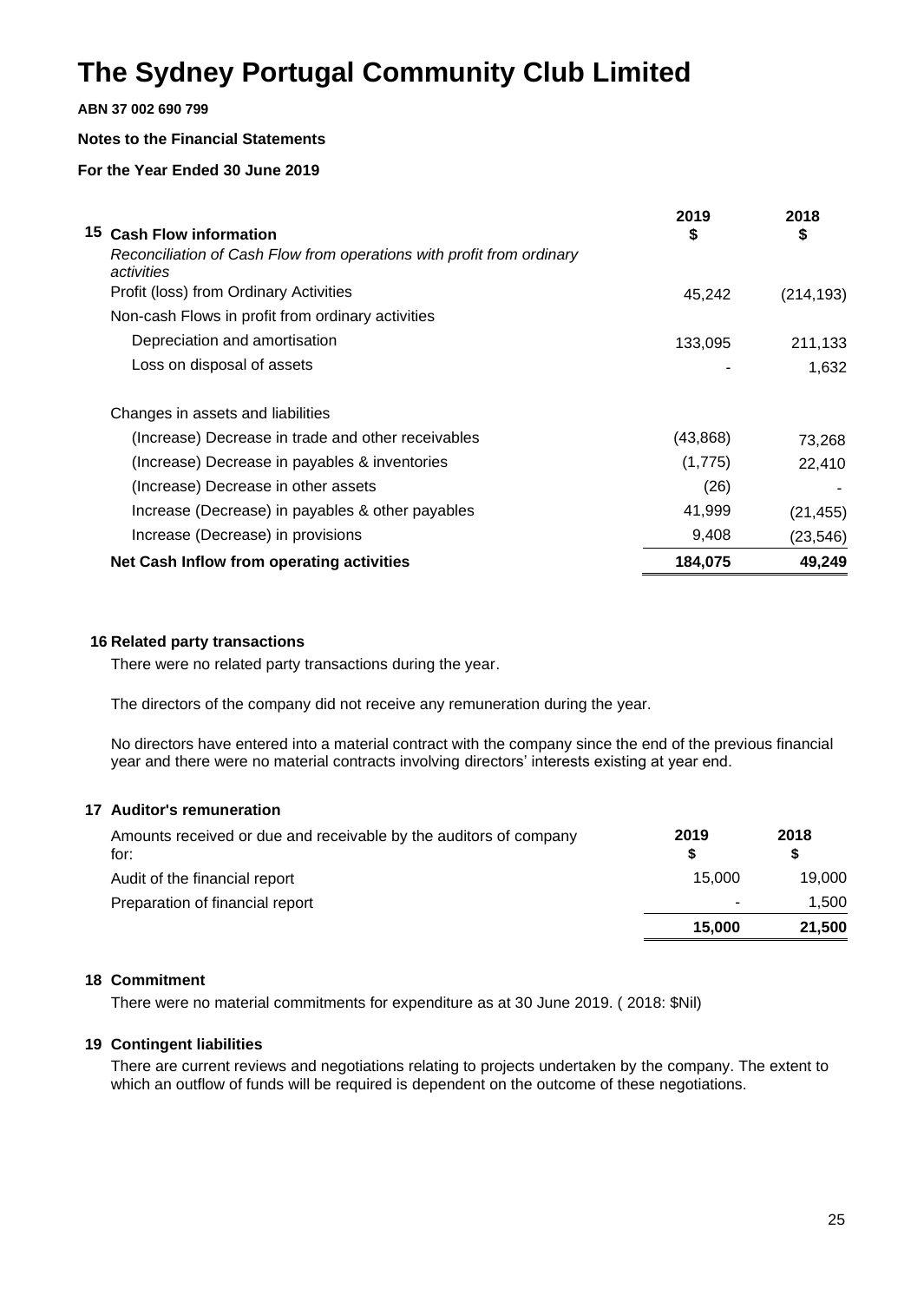# The Sydney Portugal Community Club Limited

**ABN 37 002 690 799**

**Notes to the Financial Statements**

**For the Year Ended 30 June 2019**

## 15 Cash Flow information

*Reconciliation of Cash Flow from operations with profit from ordinary activities*

| | 2019<br>$ | 2018<br>$ |
|---|---|---|
| Profit (loss) from Ordinary Activities | 45,242 | (214,193) |
| Non-cash Flows in profit from ordinary activities | | |
| Depreciation and amortisation | 133,095 | 211,133 |
| Loss on disposal of assets | - | 1,632 |
| Changes in assets and liabilities | | |
| (Increase) Decrease in trade and other receivables | (43,868) | 73,268 |
| (Increase) Decrease in payables & inventories | (1,775) | 22,410 |
| (Increase) Decrease in other assets | (26) | - |
| Increase (Decrease) in payables & other payables | 41,999 | (21,455) |
| Increase (Decrease) in provisions | 9,408 | (23,546) |
| **Net Cash Inflow from operating activities** | **184,075** | **49,249** |

## 16 Related party transactions

There were no related party transactions during the year.

The directors of the company did not receive any remuneration during the year.

No directors have entered into a material contract with the company since the end of the previous financial year and there were no material contracts involving directors' interests existing at year end.

## 17 Auditor's remuneration

| Amounts received or due and receivable by the auditors of company for: | 2019<br>$ | 2018<br>$ |
|---|---|---|
| Audit of the financial report | 15,000 | 19,000 |
| Preparation of financial report | - | 1,500 |
| | **15,000** | **21,500** |

## 18 Commitment

There were no material commitments for expenditure as at 30 June 2019. ( 2018: $Nil)

## 19 Contingent liabilities

There are current reviews and negotiations relating to projects undertaken by the company. The extent to which an outflow of funds will be required is dependent on the outcome of these negotiations.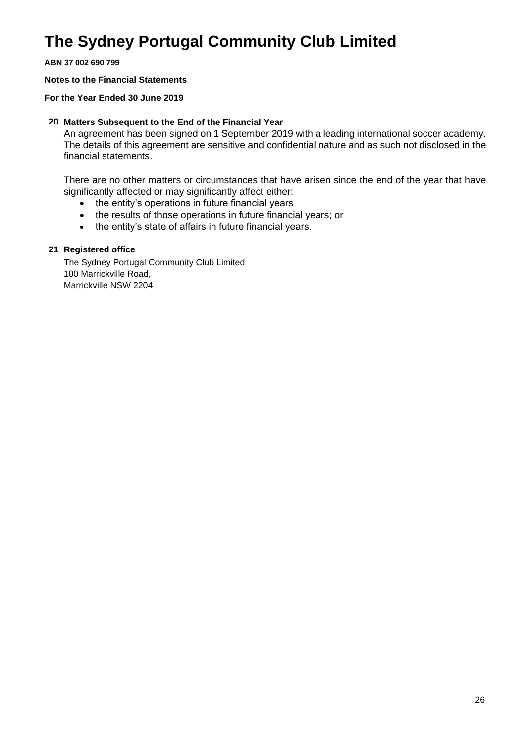# The Sydney Portugal Community Club Limited

**ABN 37 002 690 799**

**Notes to the Financial Statements**

**For the Year Ended 30 June 2019**

### 20 Matters Subsequent to the End of the Financial Year

An agreement has been signed on 1 September 2019 with a leading international soccer academy. The details of this agreement are sensitive and confidential nature and as such not disclosed in the financial statements.

There are no other matters or circumstances that have arisen since the end of the year that have significantly affected or may significantly affect either:

- the entity's operations in future financial years
- the results of those operations in future financial years; or
- the entity's state of affairs in future financial years.

### 21 Registered office

The Sydney Portugal Community Club Limited
100 Marrickville Road,
Marrickville NSW 2204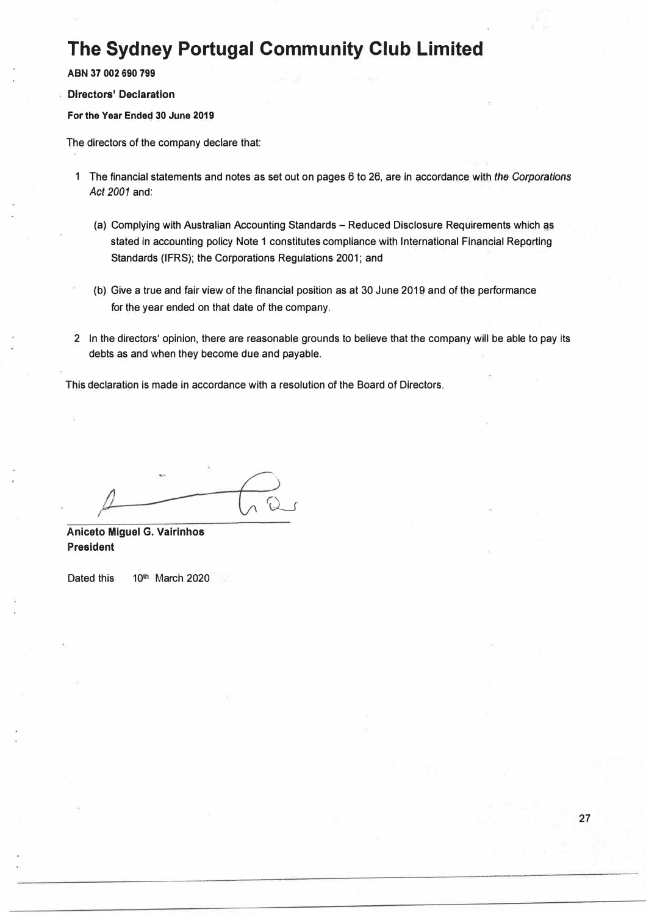# The Sydney Portugal Community Club Limited

**ABN 37 002 690 799**

**Directors' Declaration**

**For the Year Ended 30 June 2019**

The directors of the company declare that:

1 The financial statements and notes as set out on pages 6 to 26, are in accordance with *the Corporations Act 2001* and:

   (a) Complying with Australian Accounting Standards – Reduced Disclosure Requirements which as stated in accounting policy Note 1 constitutes compliance with International Financial Reporting Standards (IFRS); the Corporations Regulations 2001; and

   (b) Give a true and fair view of the financial position as at 30 June 2019 and of the performance for the year ended on that date of the company.

2 In the directors' opinion, there are reasonable grounds to believe that the company will be able to pay its debts as and when they become due and payable.

This declaration is made in accordance with a resolution of the Board of Directors.

**Aniceto Miguel G. Vairinhos**
**President**

Dated this 10th March 2020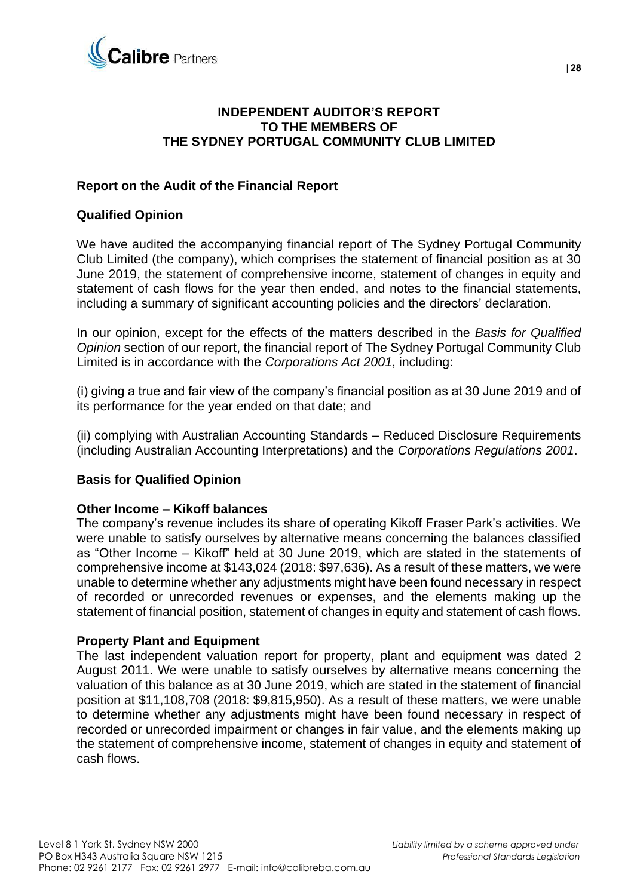# INDEPENDENT AUDITOR'S REPORT
# TO THE MEMBERS OF
# THE SYDNEY PORTUGAL COMMUNITY CLUB LIMITED

## Report on the Audit of the Financial Report

### Qualified Opinion

We have audited the accompanying financial report of The Sydney Portugal Community Club Limited (the company), which comprises the statement of financial position as at 30 June 2019, the statement of comprehensive income, statement of changes in equity and statement of cash flows for the year then ended, and notes to the financial statements, including a summary of significant accounting policies and the directors' declaration.

In our opinion, except for the effects of the matters described in the *Basis for Qualified Opinion* section of our report, the financial report of The Sydney Portugal Community Club Limited is in accordance with the *Corporations Act 2001*, including:

(i) giving a true and fair view of the company's financial position as at 30 June 2019 and of its performance for the year ended on that date; and

(ii) complying with Australian Accounting Standards – Reduced Disclosure Requirements (including Australian Accounting Interpretations) and the *Corporations Regulations 2001*.

### Basis for Qualified Opinion

**Other Income – Kikoff balances**

The company's revenue includes its share of operating Kikoff Fraser Park's activities. We were unable to satisfy ourselves by alternative means concerning the balances classified as "Other Income – Kikoff" held at 30 June 2019, which are stated in the statements of comprehensive income at $143,024 (2018: $97,636). As a result of these matters, we were unable to determine whether any adjustments might have been found necessary in respect of recorded or unrecorded revenues or expenses, and the elements making up the statement of financial position, statement of changes in equity and statement of cash flows.

**Property Plant and Equipment**

The last independent valuation report for property, plant and equipment was dated 2 August 2011. We were unable to satisfy ourselves by alternative means concerning the valuation of this balance as at 30 June 2019, which are stated in the statement of financial position at $11,108,708 (2018: $9,815,950). As a result of these matters, we were unable to determine whether any adjustments might have been found necessary in respect of recorded or unrecorded impairment or changes in fair value, and the elements making up the statement of comprehensive income, statement of changes in equity and statement of cash flows.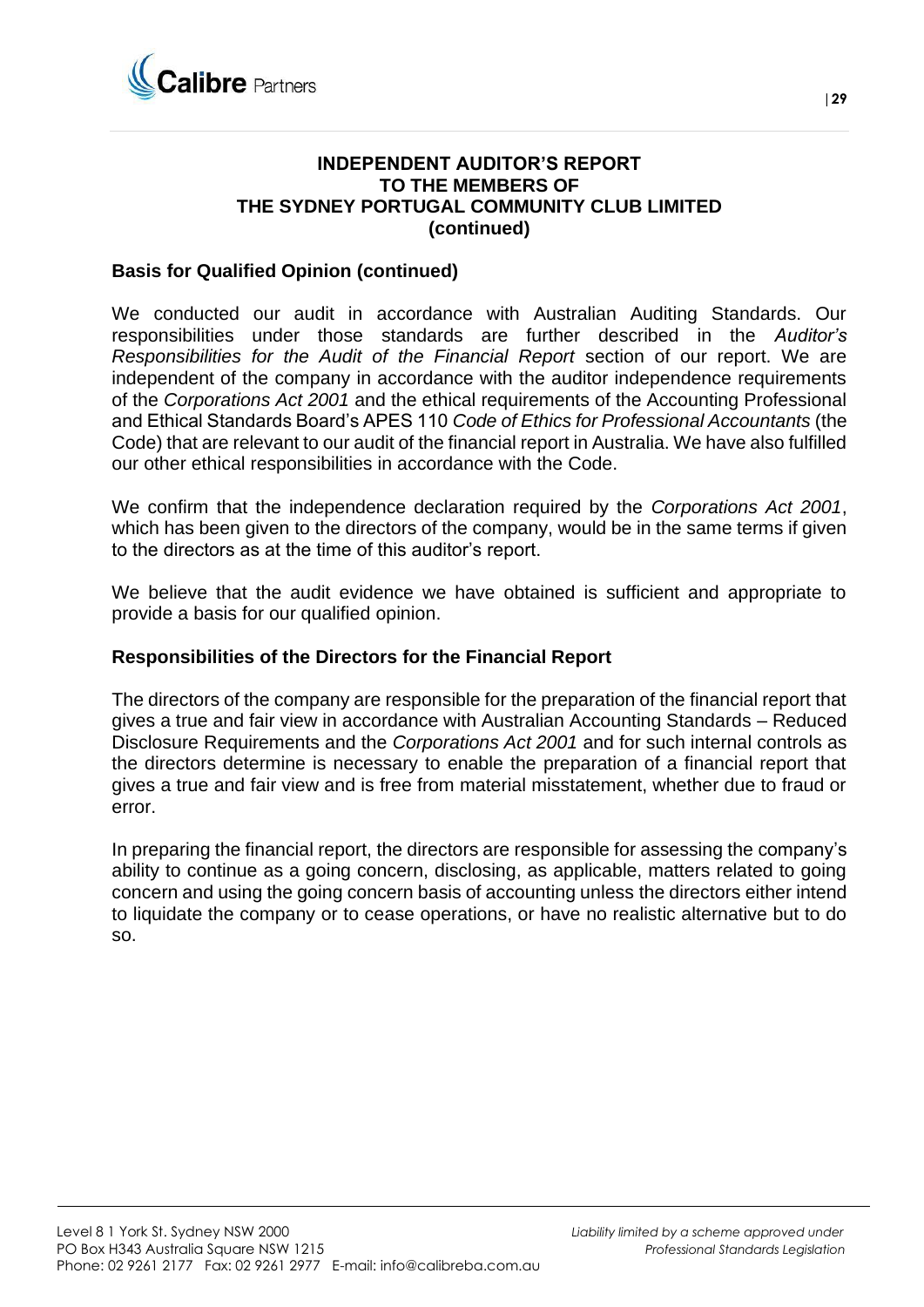**INDEPENDENT AUDITOR'S REPORT**
**TO THE MEMBERS OF**
**THE SYDNEY PORTUGAL COMMUNITY CLUB LIMITED**
**(continued)**

## Basis for Qualified Opinion (continued)

We conducted our audit in accordance with Australian Auditing Standards. Our responsibilities under those standards are further described in the *Auditor's Responsibilities for the Audit of the Financial Report* section of our report. We are independent of the company in accordance with the auditor independence requirements of the *Corporations Act 2001* and the ethical requirements of the Accounting Professional and Ethical Standards Board's APES 110 *Code of Ethics for Professional Accountants* (the Code) that are relevant to our audit of the financial report in Australia. We have also fulfilled our other ethical responsibilities in accordance with the Code.

We confirm that the independence declaration required by the *Corporations Act 2001*, which has been given to the directors of the company, would be in the same terms if given to the directors as at the time of this auditor's report.

We believe that the audit evidence we have obtained is sufficient and appropriate to provide a basis for our qualified opinion.

## Responsibilities of the Directors for the Financial Report

The directors of the company are responsible for the preparation of the financial report that gives a true and fair view in accordance with Australian Accounting Standards – Reduced Disclosure Requirements and the *Corporations Act 2001* and for such internal controls as the directors determine is necessary to enable the preparation of a financial report that gives a true and fair view and is free from material misstatement, whether due to fraud or error.

In preparing the financial report, the directors are responsible for assessing the company's ability to continue as a going concern, disclosing, as applicable, matters related to going concern and using the going concern basis of accounting unless the directors either intend to liquidate the company or to cease operations, or have no realistic alternative but to do so.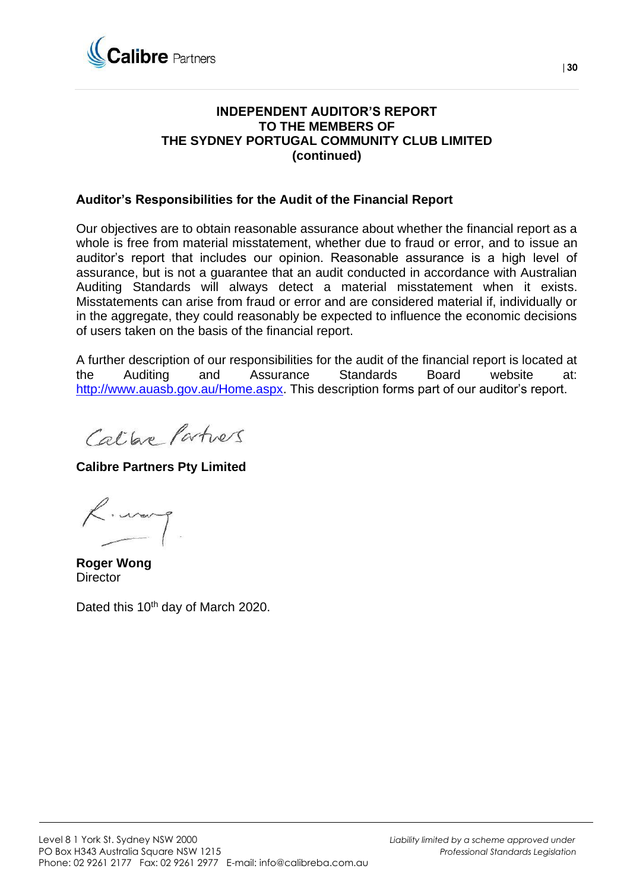**INDEPENDENT AUDITOR'S REPORT**
**TO THE MEMBERS OF**
**THE SYDNEY PORTUGAL COMMUNITY CLUB LIMITED**
**(continued)**

## Auditor's Responsibilities for the Audit of the Financial Report

Our objectives are to obtain reasonable assurance about whether the financial report as a whole is free from material misstatement, whether due to fraud or error, and to issue an auditor's report that includes our opinion. Reasonable assurance is a high level of assurance, but is not a guarantee that an audit conducted in accordance with Australian Auditing Standards will always detect a material misstatement when it exists. Misstatements can arise from fraud or error and are considered material if, individually or in the aggregate, they could reasonably be expected to influence the economic decisions of users taken on the basis of the financial report.

A further description of our responsibilities for the audit of the financial report is located at the Auditing and Assurance Standards Board website at: http://www.auasb.gov.au/Home.aspx. This description forms part of our auditor's report.

Calibre Partners

**Calibre Partners Pty Limited**

**Roger Wong**
Director

Dated this 10th day of March 2020.

Level 8 1 York St. Sydney NSW 2000
PO Box H343 Australia Square NSW 1215
Phone: 02 9261 2177 Fax: 02 9261 2977 E-mail: info@calibreba.com.au

*Liability limited by a scheme approved under Professional Standards Legislation*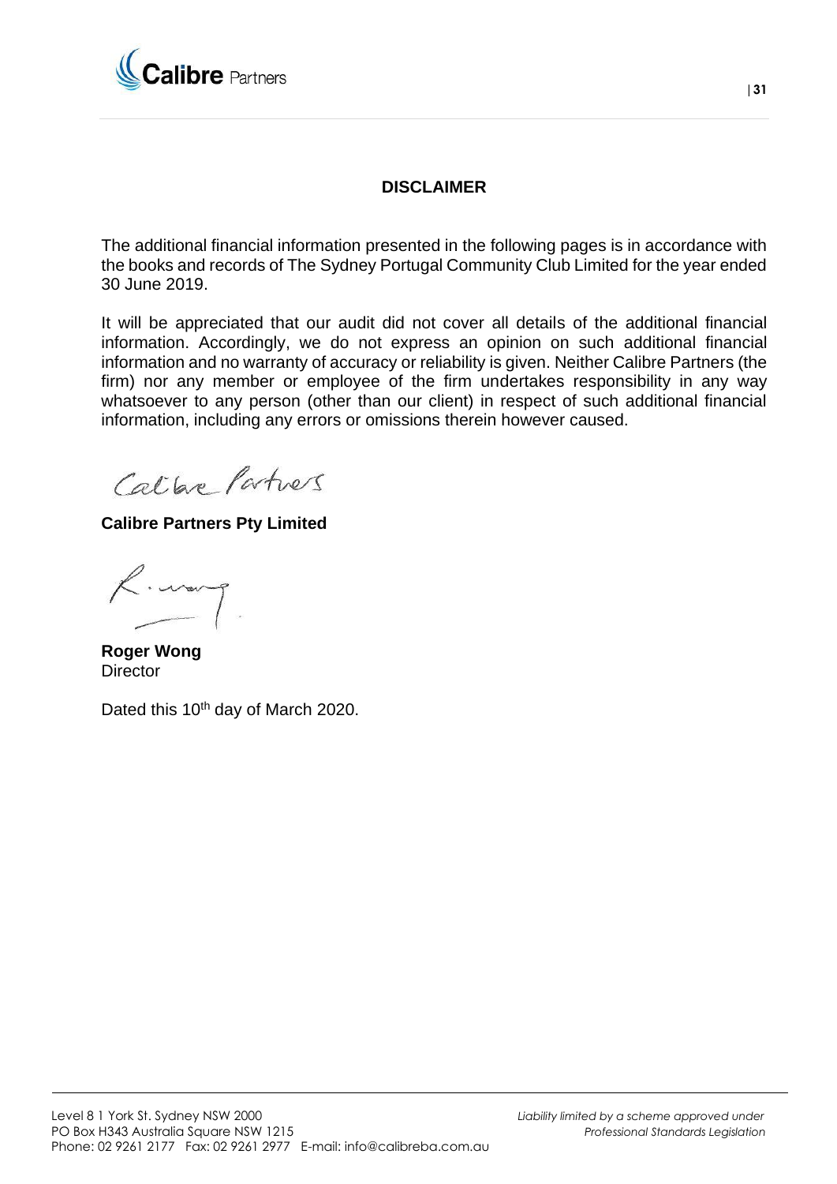## DISCLAIMER

The additional financial information presented in the following pages is in accordance with the books and records of The Sydney Portugal Community Club Limited for the year ended 30 June 2019.

It will be appreciated that our audit did not cover all details of the additional financial information. Accordingly, we do not express an opinion on such additional financial information and no warranty of accuracy or reliability is given. Neither Calibre Partners (the firm) nor any member or employee of the firm undertakes responsibility in any way whatsoever to any person (other than our client) in respect of such additional financial information, including any errors or omissions therein however caused.

Calibre Partners

**Calibre Partners Pty Limited**

R. Wong

**Roger Wong**
Director

Dated this 10th day of March 2020.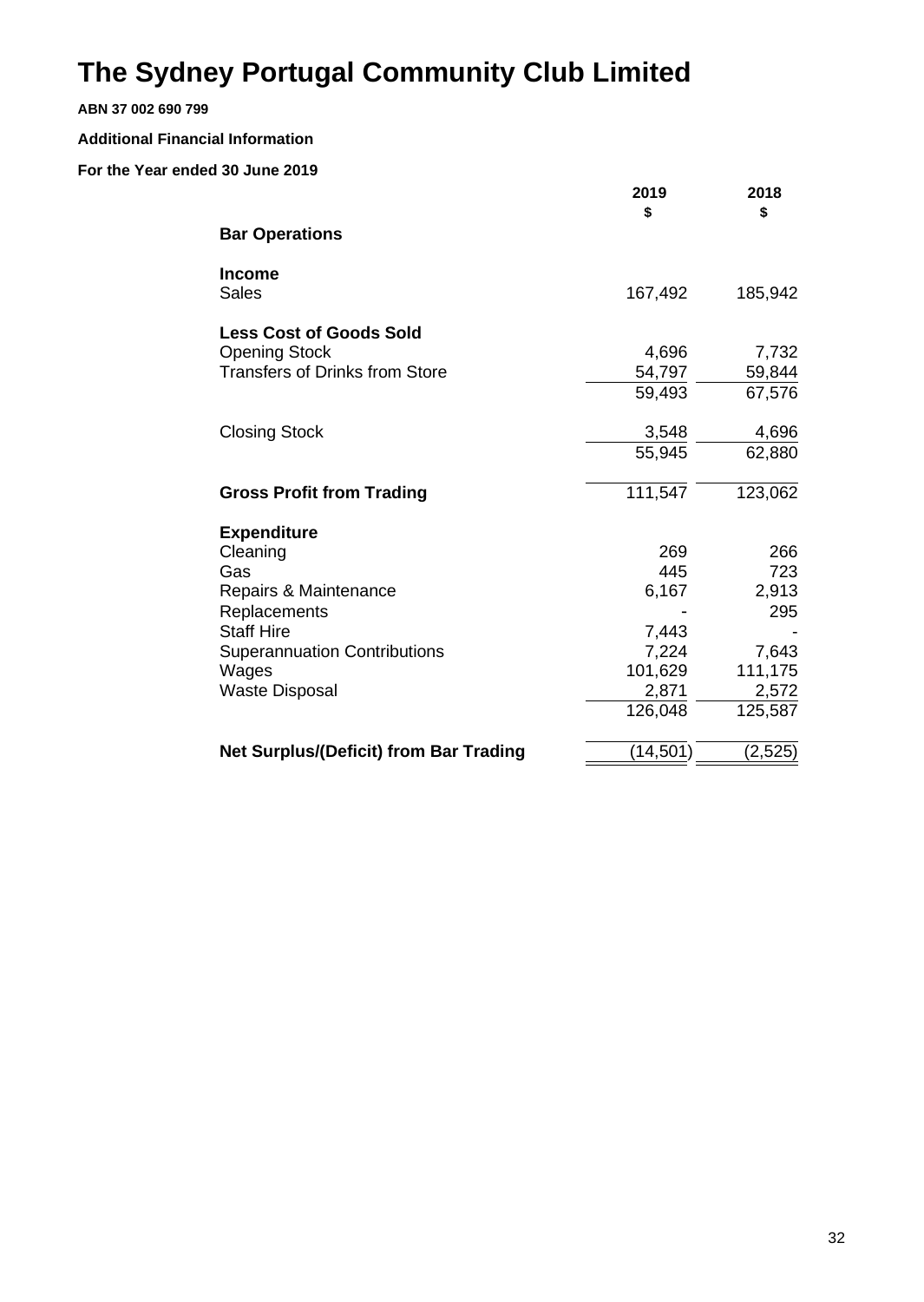# The Sydney Portugal Community Club Limited

**ABN 37 002 690 799**

**Additional Financial Information**

**For the Year ended 30 June 2019**

| | 2019<br>$ | 2018<br>$ |
|---|---|---|
| **Bar Operations** | | |
| **Income** | | |
| Sales | 167,492 | 185,942 |
| **Less Cost of Goods Sold** | | |
| Opening Stock | 4,696 | 7,732 |
| Transfers of Drinks from Store | 54,797 | 59,844 |
| | 59,493 | 67,576 |
| Closing Stock | 3,548 | 4,696 |
| | 55,945 | 62,880 |
| **Gross Profit from Trading** | 111,547 | 123,062 |
| **Expenditure** | | |
| Cleaning | 269 | 266 |
| Gas | 445 | 723 |
| Repairs & Maintenance | 6,167 | 2,913 |
| Replacements | - | 295 |
| Staff Hire | 7,443 | - |
| Superannuation Contributions | 7,224 | 7,643 |
| Wages | 101,629 | 111,175 |
| Waste Disposal | 2,871 | 2,572 |
| | 126,048 | 125,587 |
| **Net Surplus/(Deficit) from Bar Trading** | (14,501) | (2,525) |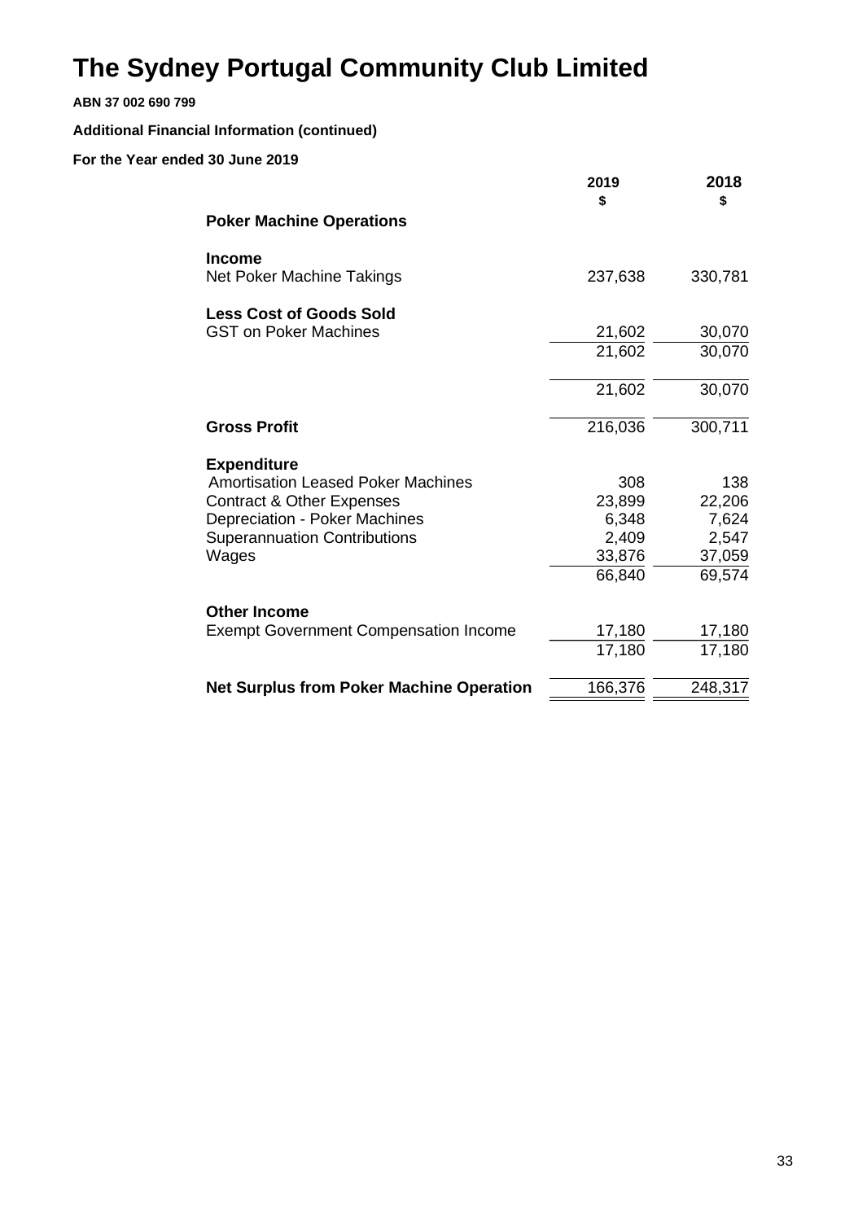# The Sydney Portugal Community Club Limited

**ABN 37 002 690 799**

**Additional Financial Information (continued)**

**For the Year ended 30 June 2019**

| | 2019 $ | 2018 $ |
|---|---|---|
| **Poker Machine Operations** | | |
| **Income** | | |
| Net Poker Machine Takings | 237,638 | 330,781 |
| **Less Cost of Goods Sold** | | |
| GST on Poker Machines | 21,602 | 30,070 |
| | 21,602 | 30,070 |
| | 21,602 | 30,070 |
| **Gross Profit** | 216,036 | 300,711 |
| **Expenditure** | | |
| Amortisation Leased Poker Machines | 308 | 138 |
| Contract & Other Expenses | 23,899 | 22,206 |
| Depreciation - Poker Machines | 6,348 | 7,624 |
| Superannuation Contributions | 2,409 | 2,547 |
| Wages | 33,876 | 37,059 |
| | 66,840 | 69,574 |
| **Other Income** | | |
| Exempt Government Compensation Income | 17,180 | 17,180 |
| | 17,180 | 17,180 |
| **Net Surplus from Poker Machine Operation** | 166,376 | 248,317 |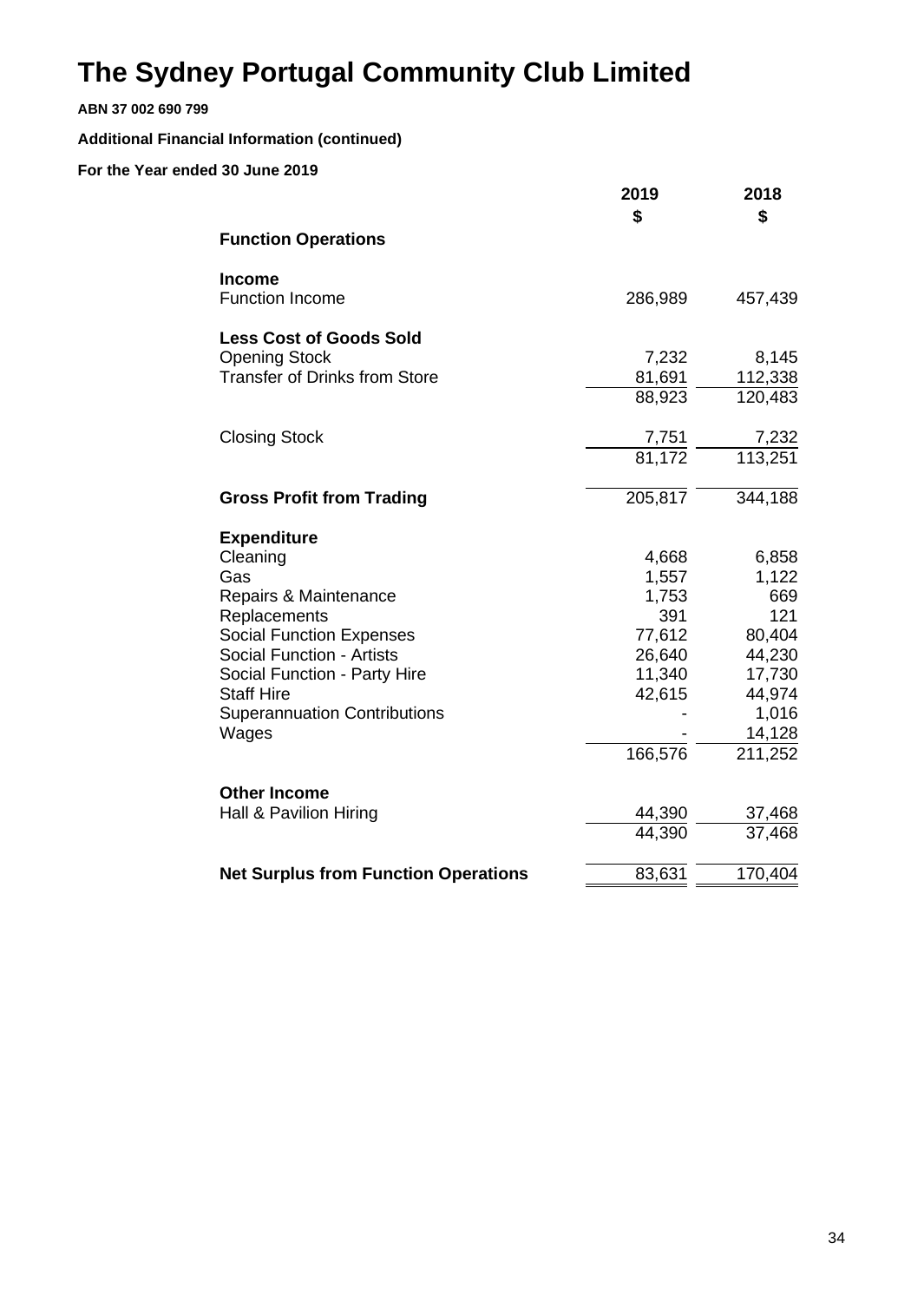# The Sydney Portugal Community Club Limited

**ABN 37 002 690 799**

**Additional Financial Information (continued)**

**For the Year ended 30 June 2019**

| | 2019 | 2018 |
|---|---|---|
| | $ | $ |
| **Function Operations** | | |
| **Income** | | |
| Function Income | 286,989 | 457,439 |
| **Less Cost of Goods Sold** | | |
| Opening Stock | 7,232 | 8,145 |
| Transfer of Drinks from Store | 81,691 | 112,338 |
| | 88,923 | 120,483 |
| Closing Stock | 7,751 | 7,232 |
| | 81,172 | 113,251 |
| **Gross Profit from Trading** | 205,817 | 344,188 |
| **Expenditure** | | |
| Cleaning | 4,668 | 6,858 |
| Gas | 1,557 | 1,122 |
| Repairs & Maintenance | 1,753 | 669 |
| Replacements | 391 | 121 |
| Social Function Expenses | 77,612 | 80,404 |
| Social Function - Artists | 26,640 | 44,230 |
| Social Function - Party Hire | 11,340 | 17,730 |
| Staff Hire | 42,615 | 44,974 |
| Superannuation Contributions | - | 1,016 |
| Wages | - | 14,128 |
| | 166,576 | 211,252 |
| **Other Income** | | |
| Hall & Pavilion Hiring | 44,390 | 37,468 |
| | 44,390 | 37,468 |
| **Net Surplus from Function Operations** | 83,631 | 170,404 |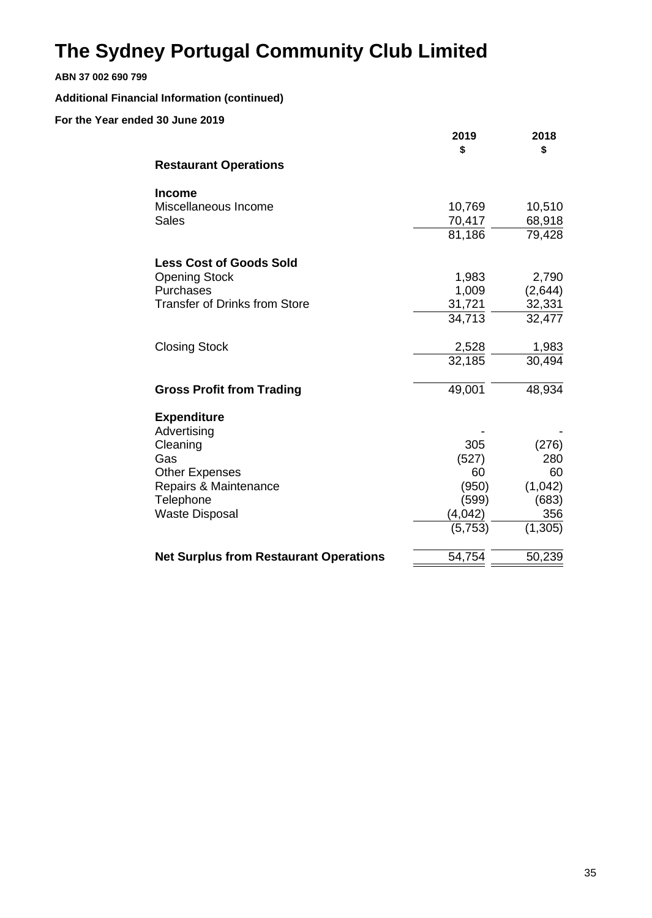# The Sydney Portugal Community Club Limited

**ABN 37 002 690 799**

**Additional Financial Information (continued)**

**For the Year ended 30 June 2019**

| | 2019 $ | 2018 $ |
|---|---|---|
| **Restaurant Operations** | | |
| **Income** | | |
| Miscellaneous Income | 10,769 | 10,510 |
| Sales | 70,417 | 68,918 |
| | 81,186 | 79,428 |
| **Less Cost of Goods Sold** | | |
| Opening Stock | 1,983 | 2,790 |
| Purchases | 1,009 | (2,644) |
| Transfer of Drinks from Store | 31,721 | 32,331 |
| | 34,713 | 32,477 |
| Closing Stock | 2,528 | 1,983 |
| | 32,185 | 30,494 |
| **Gross Profit from Trading** | 49,001 | 48,934 |
| **Expenditure** | | |
| Advertising | - | - |
| Cleaning | 305 | (276) |
| Gas | (527) | 280 |
| Other Expenses | 60 | 60 |
| Repairs & Maintenance | (950) | (1,042) |
| Telephone | (599) | (683) |
| Waste Disposal | (4,042) | 356 |
| | (5,753) | (1,305) |
| **Net Surplus from Restaurant Operations** | 54,754 | 50,239 |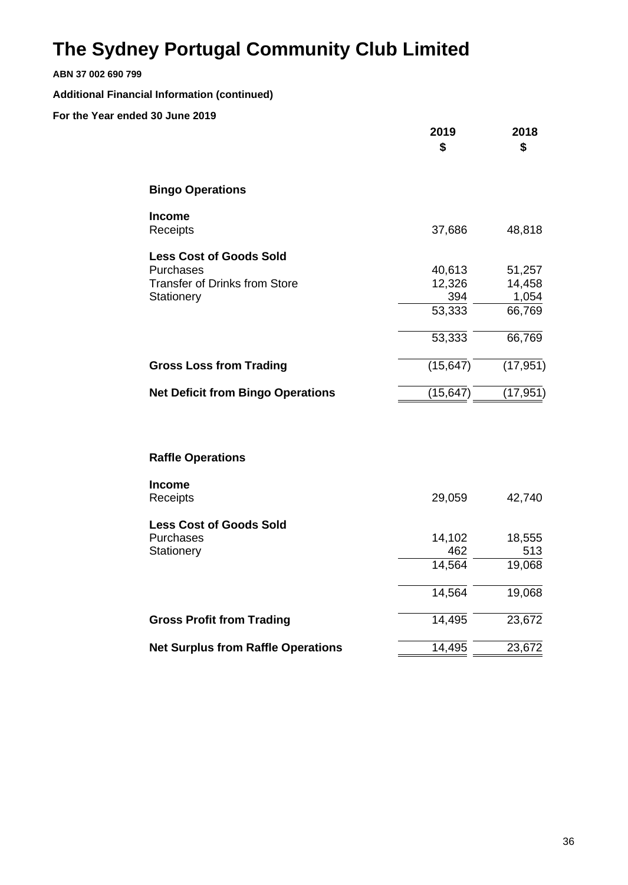# The Sydney Portugal Community Club Limited

**ABN 37 002 690 799**

**Additional Financial Information (continued)**

**For the Year ended 30 June 2019**

| | 2019 $ | 2018 $ |
|---|---|---|
| **Bingo Operations** | | |
| **Income** | | |
| Receipts | 37,686 | 48,818 |
| **Less Cost of Goods Sold** | | |
| Purchases | 40,613 | 51,257 |
| Transfer of Drinks from Store | 12,326 | 14,458 |
| Stationery | 394 | 1,054 |
| | 53,333 | 66,769 |
| | 53,333 | 66,769 |
| **Gross Loss from Trading** | (15,647) | (17,951) |
| **Net Deficit from Bingo Operations** | (15,647) | (17,951) |

| | 2019 $ | 2018 $ |
|---|---|---|
| **Raffle Operations** | | |
| **Income** | | |
| Receipts | 29,059 | 42,740 |
| **Less Cost of Goods Sold** | | |
| Purchases | 14,102 | 18,555 |
| Stationery | 462 | 513 |
| | 14,564 | 19,068 |
| | 14,564 | 19,068 |
| **Gross Profit from Trading** | 14,495 | 23,672 |
| **Net Surplus from Raffle Operations** | 14,495 | 23,672 |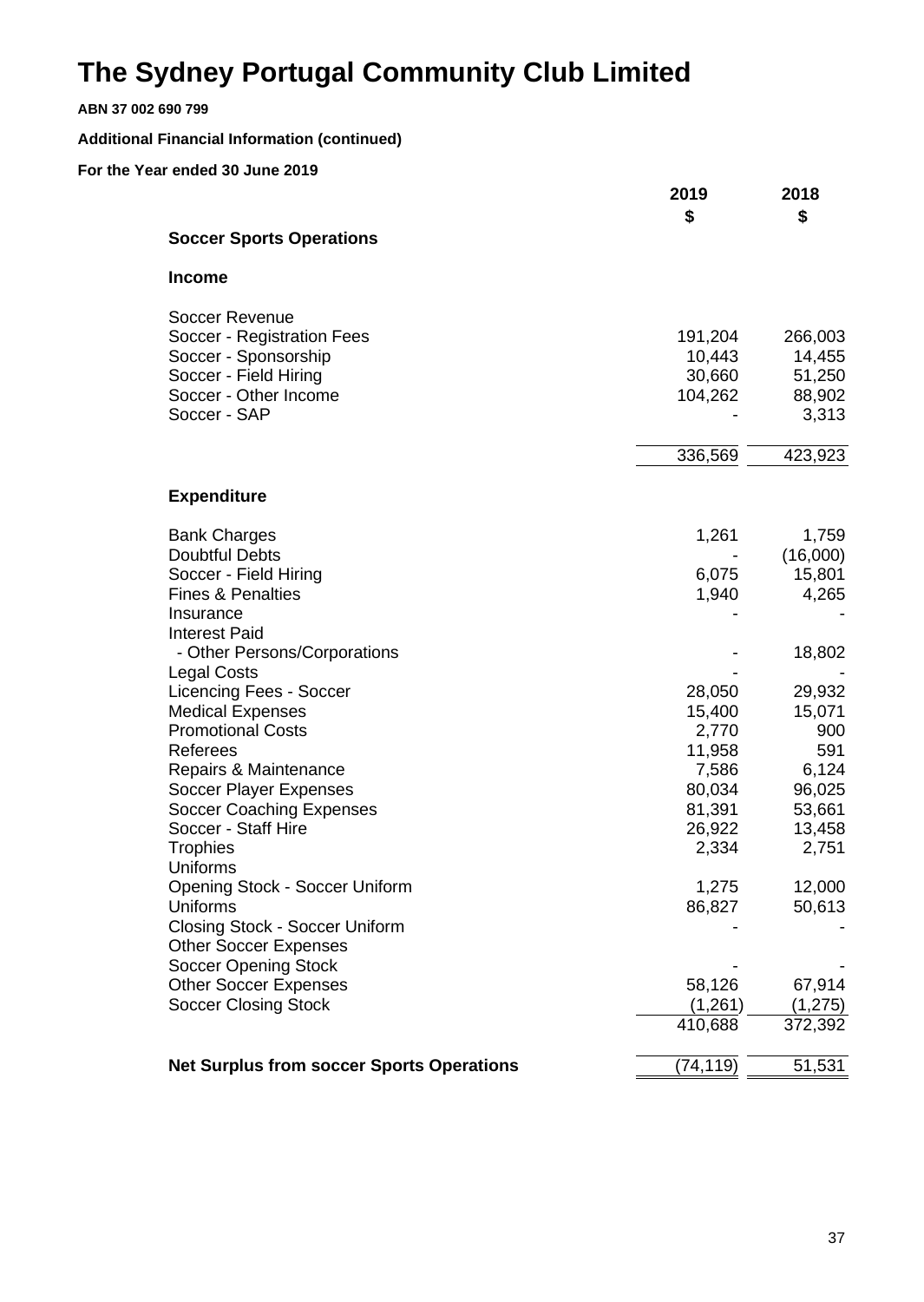# The Sydney Portugal Community Club Limited

**ABN 37 002 690 799**

**Additional Financial Information (continued)**

**For the Year ended 30 June 2019**

| | 2019<br>$ | 2018<br>$ |
|---|---|---|
| **Soccer Sports Operations** | | |
| **Income** | | |
| Soccer Revenue | | |
| Soccer - Registration Fees | 191,204 | 266,003 |
| Soccer - Sponsorship | 10,443 | 14,455 |
| Soccer - Field Hiring | 30,660 | 51,250 |
| Soccer - Other Income | 104,262 | 88,902 |
| Soccer - SAP | - | 3,313 |
| | 336,569 | 423,923 |
| **Expenditure** | | |
| Bank Charges | 1,261 | 1,759 |
| Doubtful Debts | - | (16,000) |
| Soccer - Field Hiring | 6,075 | 15,801 |
| Fines & Penalties | 1,940 | 4,265 |
| Insurance | - | - |
| Interest Paid | | |
| - Other Persons/Corporations | - | 18,802 |
| Legal Costs | - | - |
| Licencing Fees - Soccer | 28,050 | 29,932 |
| Medical Expenses | 15,400 | 15,071 |
| Promotional Costs | 2,770 | 900 |
| Referees | 11,958 | 591 |
| Repairs & Maintenance | 7,586 | 6,124 |
| Soccer Player Expenses | 80,034 | 96,025 |
| Soccer Coaching Expenses | 81,391 | 53,661 |
| Soccer - Staff Hire | 26,922 | 13,458 |
| Trophies | 2,334 | 2,751 |
| Uniforms | | |
| Opening Stock - Soccer Uniform | 1,275 | 12,000 |
| Uniforms | 86,827 | 50,613 |
| Closing Stock - Soccer Uniform | - | - |
| Other Soccer Expenses | | |
| Soccer Opening Stock | - | - |
| Other Soccer Expenses | 58,126 | 67,914 |
| Soccer Closing Stock | (1,261) | (1,275) |
| | 410,688 | 372,392 |
| **Net Surplus from soccer Sports Operations** | (74,119) | 51,531 |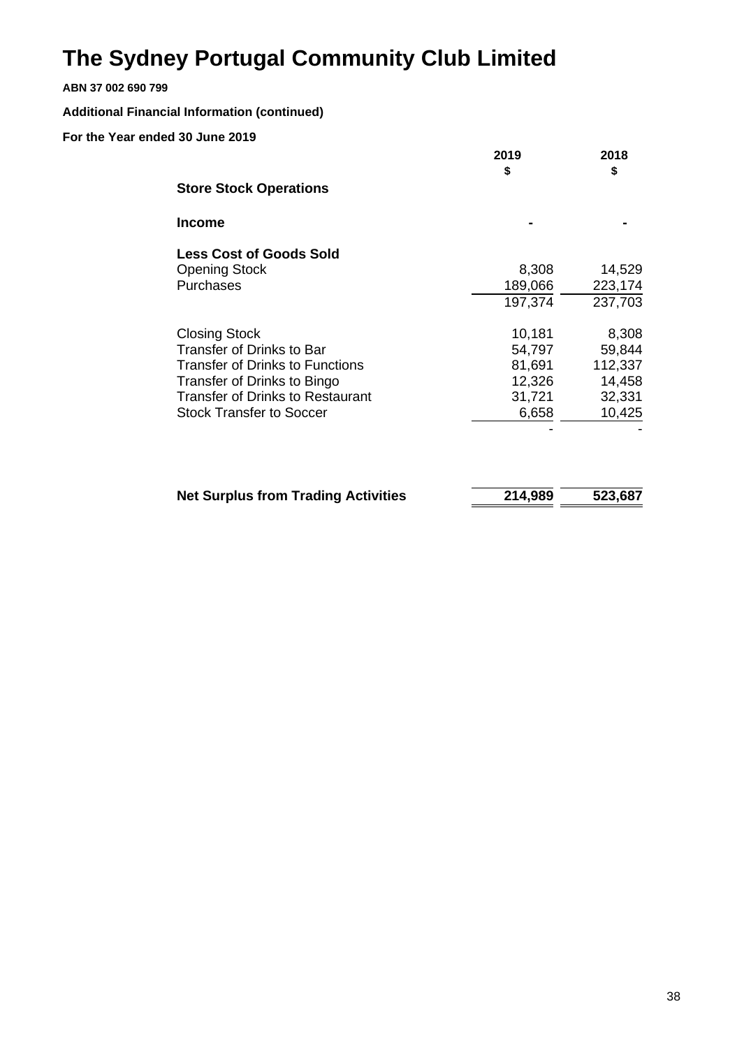# The Sydney Portugal Community Club Limited

**ABN 37 002 690 799**

**Additional Financial Information (continued)**

**For the Year ended 30 June 2019**

| | 2019<br>$ | 2018<br>$ |
|---|---|---|
| **Store Stock Operations** | | |
| **Income** | - | - |
| **Less Cost of Goods Sold** | | |
| Opening Stock | 8,308 | 14,529 |
| Purchases | 189,066 | 223,174 |
| | 197,374 | 237,703 |
| Closing Stock | 10,181 | 8,308 |
| Transfer of Drinks to Bar | 54,797 | 59,844 |
| Transfer of Drinks to Functions | 81,691 | 112,337 |
| Transfer of Drinks to Bingo | 12,326 | 14,458 |
| Transfer of Drinks to Restaurant | 31,721 | 32,331 |
| Stock Transfer to Soccer | 6,658 | 10,425 |
| | - | - |
| **Net Surplus from Trading Activities** | **214,989** | **523,687** |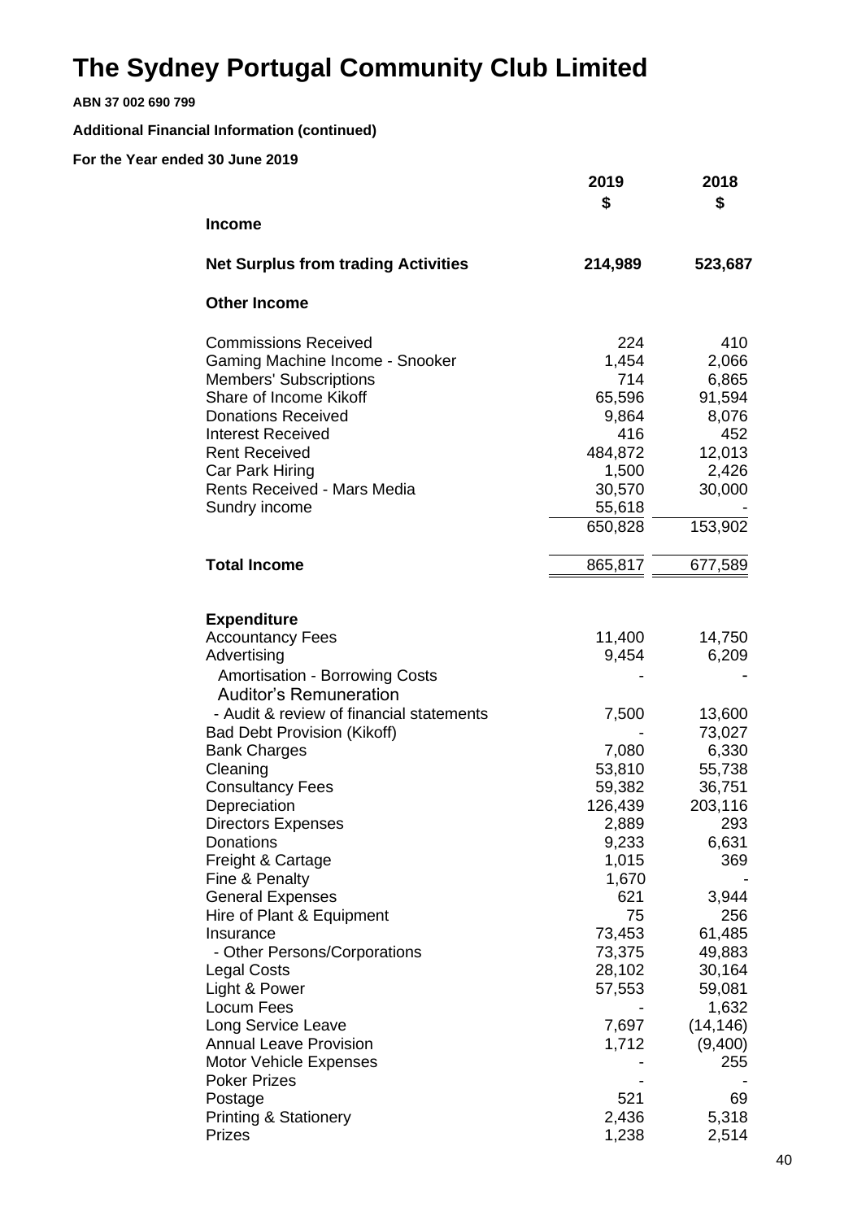# The Sydney Portugal Community Club Limited

**ABN 37 002 690 799**

**Additional Financial Information (continued)**

**For the Year ended 30 June 2019**

| | 2019 $ | 2018 $ |
|---|---|---|
| **Income** | | |
| **Net Surplus from trading Activities** | **214,989** | **523,687** |
| **Other Income** | | |
| Commissions Received | 224 | 410 |
| Gaming Machine Income - Snooker | 1,454 | 2,066 |
| Members' Subscriptions | 714 | 6,865 |
| Share of Income Kikoff | 65,596 | 91,594 |
| Donations Received | 9,864 | 8,076 |
| Interest Received | 416 | 452 |
| Rent Received | 484,872 | 12,013 |
| Car Park Hiring | 1,500 | 2,426 |
| Rents Received - Mars Media | 30,570 | 30,000 |
| Sundry income | 55,618 | - |
| | 650,828 | 153,902 |
| **Total Income** | 865,817 | 677,589 |
| **Expenditure** | | |
| Accountancy Fees | 11,400 | 14,750 |
| Advertising | 9,454 | 6,209 |
| Amortisation - Borrowing Costs | - | - |
| Auditor's Remuneration | | |
| - Audit & review of financial statements | 7,500 | 13,600 |
| Bad Debt Provision (Kikoff) | - | 73,027 |
| Bank Charges | 7,080 | 6,330 |
| Cleaning | 53,810 | 55,738 |
| Consultancy Fees | 59,382 | 36,751 |
| Depreciation | 126,439 | 203,116 |
| Directors Expenses | 2,889 | 293 |
| Donations | 9,233 | 6,631 |
| Freight & Cartage | 1,015 | 369 |
| Fine & Penalty | 1,670 | - |
| General Expenses | 621 | 3,944 |
| Hire of Plant & Equipment | 75 | 256 |
| Insurance | 73,453 | 61,485 |
| - Other Persons/Corporations | 73,375 | 49,883 |
| Legal Costs | 28,102 | 30,164 |
| Light & Power | 57,553 | 59,081 |
| Locum Fees | - | 1,632 |
| Long Service Leave | 7,697 | (14,146) |
| Annual Leave Provision | 1,712 | (9,400) |
| Motor Vehicle Expenses | - | 255 |
| Poker Prizes | - | - |
| Postage | 521 | 69 |
| Printing & Stationery | 2,436 | 5,318 |
| Prizes | 1,238 | 2,514 |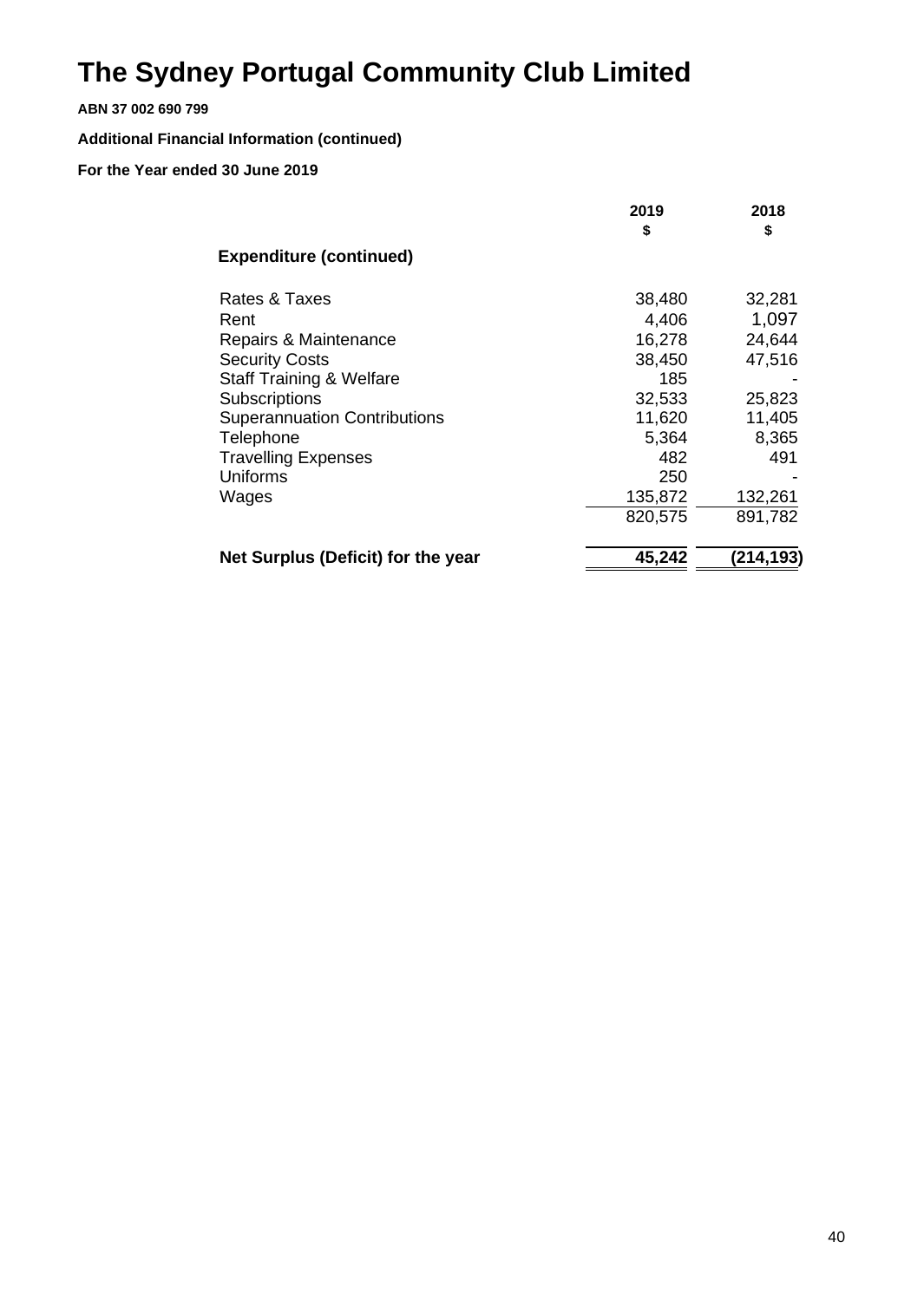# The Sydney Portugal Community Club Limited

**ABN 37 002 690 799**

**Additional Financial Information (continued)**

**For the Year ended 30 June 2019**

| | 2019<br>$ | 2018<br>$ |
|---|---|---|
| **Expenditure (continued)** | | |
| Rates & Taxes | 38,480 | 32,281 |
| Rent | 4,406 | 1,097 |
| Repairs & Maintenance | 16,278 | 24,644 |
| Security Costs | 38,450 | 47,516 |
| Staff Training & Welfare | 185 | - |
| Subscriptions | 32,533 | 25,823 |
| Superannuation Contributions | 11,620 | 11,405 |
| Telephone | 5,364 | 8,365 |
| Travelling Expenses | 482 | 491 |
| Uniforms | 250 | - |
| Wages | 135,872 | 132,261 |
| | 820,575 | 891,782 |
| **Net Surplus (Deficit) for the year** | **45,242** | **(214,193)** |